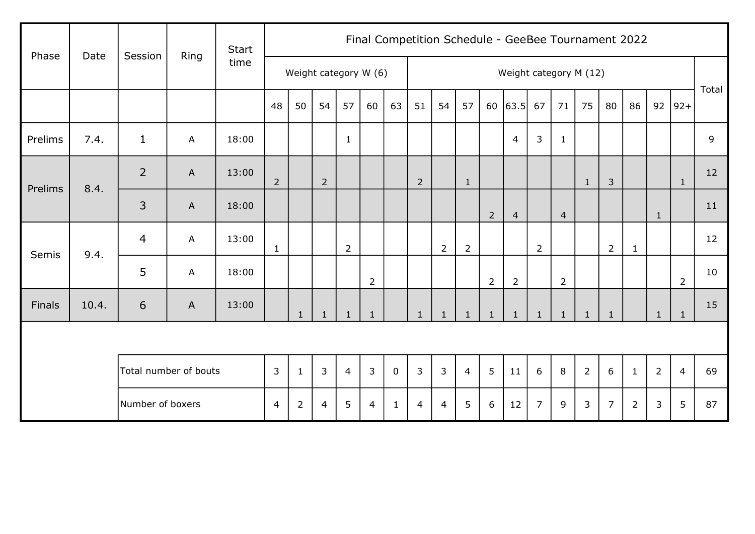| Phase | Date | Session | Ring | Start time | Final Competition Schedule - GeeBee Tournament 2022 | | | | | | | | | | | | | | | | | | |
|---|---|---|---|---|---|---|---|---|---|---|---|---|---|---|---|---|---|---|---|---|---|---|---|
| | | | | | Weight category W (6) | | | | | | Weight category M (12) | | | | | | | | | | | | Total |
| | | | | | 48 | 50 | 54 | 57 | 60 | 63 | 51 | 54 | 57 | 60 | 63.5 | 67 | 71 | 75 | 80 | 86 | 92 | 92+ | |
| Prelims | 7.4. | 1 | A | 18:00 | | | | 1 | | | | | | | 4 | 3 | 1 | | | | | | 9 |
| Prelims | 8.4. | 2 | A | 13:00 | 2 | | 2 | | | | 2 | | 1 | | | | | 1 | 3 | | | 1 | 12 |
| | | 3 | A | 18:00 | | | | | | | | | | 2 | 4 | | 4 | | | | 1 | | 11 |
| Semis | 9.4. | 4 | A | 13:00 | 1 | | | 2 | | | | 2 | 2 | | | 2 | | | 2 | 1 | | | 12 |
| | | 5 | A | 18:00 | | | | | 2 | | | | | 2 | 2 | | 2 | | | | | 2 | 10 |
| Finals | 10.4. | 6 | A | 13:00 | | 1 | 1 | 1 | 1 | | 1 | 1 | 1 | 1 | 1 | 1 | 1 | 1 | 1 | | 1 | 1 | 15 |
| | | Total number of bouts | | | 3 | 1 | 3 | 4 | 3 | 0 | 3 | 3 | 4 | 5 | 11 | 6 | 8 | 2 | 6 | 1 | 2 | 4 | 69 |
| | | Number of boxers | | | 4 | 2 | 4 | 5 | 4 | 1 | 4 | 4 | 5 | 6 | 12 | 7 | 9 | 3 | 7 | 2 | 3 | 5 | 87 |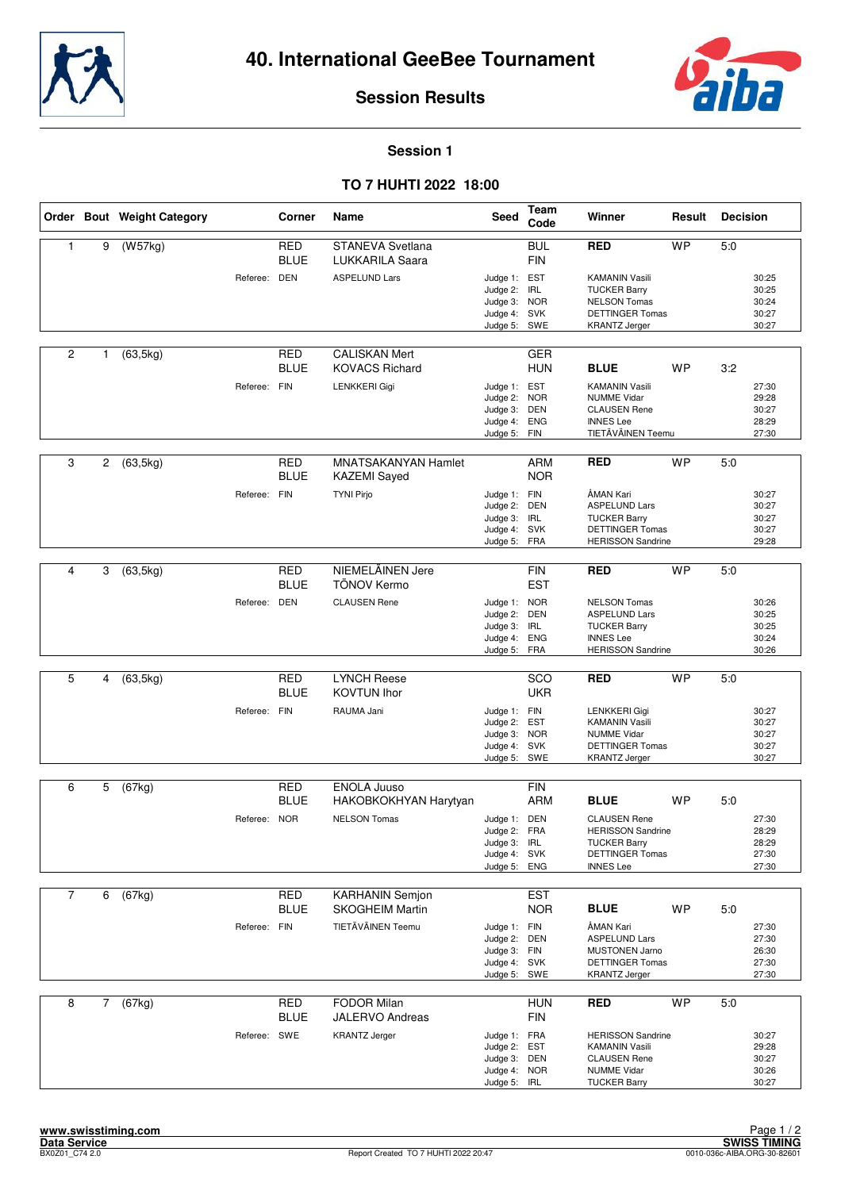# 40. International GeeBee Tournament

## Session Results

### Session 1

### TO 7 HUHTI 2022 18:00

| Order | Bout | Weight Category | Corner | Name | Seed | Team Code | Winner | Result | Decision |
|---|---|---|---|---|---|---|---|---|---|
| 1 | 9 | (W57kg) | RED | STANEVA Svetlana | | BUL | **RED** | WP | 5:0 |
| | | | BLUE | LUKKARILA Saara | | FIN | | | |
| | | Referee: DEN | | ASPELUND Lars | Judge 1: | EST | KAMANIN Vasili | | 30:25 |
| | | | | | Judge 2: | IRL | TUCKER Barry | | 30:25 |
| | | | | | Judge 3: | NOR | NELSON Tomas | | 30:24 |
| | | | | | Judge 4: | SVK | DETTINGER Tomas | | 30:27 |
| | | | | | Judge 5: | SWE | KRANTZ Jerger | | 30:27 |
| 2 | 1 | (63,5kg) | RED | CALISKAN Mert | | GER | | | |
| | | | BLUE | KOVACS Richard | | HUN | **BLUE** | WP | 3:2 |
| | | Referee: FIN | | LENKKERI Gigi | Judge 1: | EST | KAMANIN Vasili | | 27:30 |
| | | | | | Judge 2: | NOR | NUMME Vidar | | 29:28 |
| | | | | | Judge 3: | DEN | CLAUSEN Rene | | 30:27 |
| | | | | | Judge 4: | ENG | INNES Lee | | 28:29 |
| | | | | | Judge 5: | FIN | TIETÄVÄINEN Teemu | | 27:30 |
| 3 | 2 | (63,5kg) | RED | MNATSAKANYAN Hamlet | | ARM | **RED** | WP | 5:0 |
| | | | BLUE | KAZEMI Sayed | | NOR | | | |
| | | Referee: FIN | | TYNI Pirjo | Judge 1: | FIN | ÅMAN Kari | | 30:27 |
| | | | | | Judge 2: | DEN | ASPELUND Lars | | 30:27 |
| | | | | | Judge 3: | IRL | TUCKER Barry | | 30:27 |
| | | | | | Judge 4: | SVK | DETTINGER Tomas | | 30:27 |
| | | | | | Judge 5: | FRA | HERISSON Sandrine | | 29:28 |
| 4 | 3 | (63,5kg) | RED | NIEMELÄINEN Jere | | FIN | **RED** | WP | 5:0 |
| | | | BLUE | TÕNOV Kermo | | EST | | | |
| | | Referee: DEN | | CLAUSEN Rene | Judge 1: | NOR | NELSON Tomas | | 30:26 |
| | | | | | Judge 2: | DEN | ASPELUND Lars | | 30:25 |
| | | | | | Judge 3: | IRL | TUCKER Barry | | 30:25 |
| | | | | | Judge 4: | ENG | INNES Lee | | 30:24 |
| | | | | | Judge 5: | FRA | HERISSON Sandrine | | 30:26 |
| 5 | 4 | (63,5kg) | RED | LYNCH Reese | | SCO | **RED** | WP | 5:0 |
| | | | BLUE | KOVTUN Ihor | | UKR | | | |
| | | Referee: FIN | | RAUMA Jani | Judge 1: | FIN | LENKKERI Gigi | | 30:27 |
| | | | | | Judge 2: | EST | KAMANIN Vasili | | 30:27 |
| | | | | | Judge 3: | NOR | NUMME Vidar | | 30:27 |
| | | | | | Judge 4: | SVK | DETTINGER Tomas | | 30:27 |
| | | | | | Judge 5: | SWE | KRANTZ Jerger | | 30:27 |
| 6 | 5 | (67kg) | RED | ENOLA Juuso | | FIN | | | |
| | | | BLUE | HAKOBKOKHYAN Harytyan | | ARM | **BLUE** | WP | 5:0 |
| | | Referee: NOR | | NELSON Tomas | Judge 1: | DEN | CLAUSEN Rene | | 27:30 |
| | | | | | Judge 2: | FRA | HERISSON Sandrine | | 28:29 |
| | | | | | Judge 3: | IRL | TUCKER Barry | | 28:29 |
| | | | | | Judge 4: | SVK | DETTINGER Tomas | | 27:30 |
| | | | | | Judge 5: | ENG | INNES Lee | | 27:30 |
| 7 | 6 | (67kg) | RED | KARHANIN Semjon | | EST | | | |
| | | | BLUE | SKOGHEIM Martin | | NOR | **BLUE** | WP | 5:0 |
| | | Referee: FIN | | TIETÄVÄINEN Teemu | Judge 1: | FIN | ÅMAN Kari | | 27:30 |
| | | | | | Judge 2: | DEN | ASPELUND Lars | | 27:30 |
| | | | | | Judge 3: | FIN | MUSTONEN Jarno | | 26:30 |
| | | | | | Judge 4: | SVK | DETTINGER Tomas | | 27:30 |
| | | | | | Judge 5: | SWE | KRANTZ Jerger | | 27:30 |
| 8 | 7 | (67kg) | RED | FODOR Milan | | HUN | **RED** | WP | 5:0 |
| | | | BLUE | JALERVO Andreas | | FIN | | | |
| | | Referee: SWE | | KRANTZ Jerger | Judge 1: | FRA | HERISSON Sandrine | | 30:27 |
| | | | | | Judge 2: | EST | KAMANIN Vasili | | 29:28 |
| | | | | | Judge 3: | DEN | CLAUSEN Rene | | 30:27 |
| | | | | | Judge 4: | NOR | NUMME Vidar | | 30:26 |
| | | | | | Judge 5: | IRL | TUCKER Barry | | 30:27 |

www.swisstiming.com
Data Service
BX0Z01_C74 2.0

Report Created TO 7 HUHTI 2022 20:47

SWISS TIMING
0010-036c-AIBA.ORG-30-82601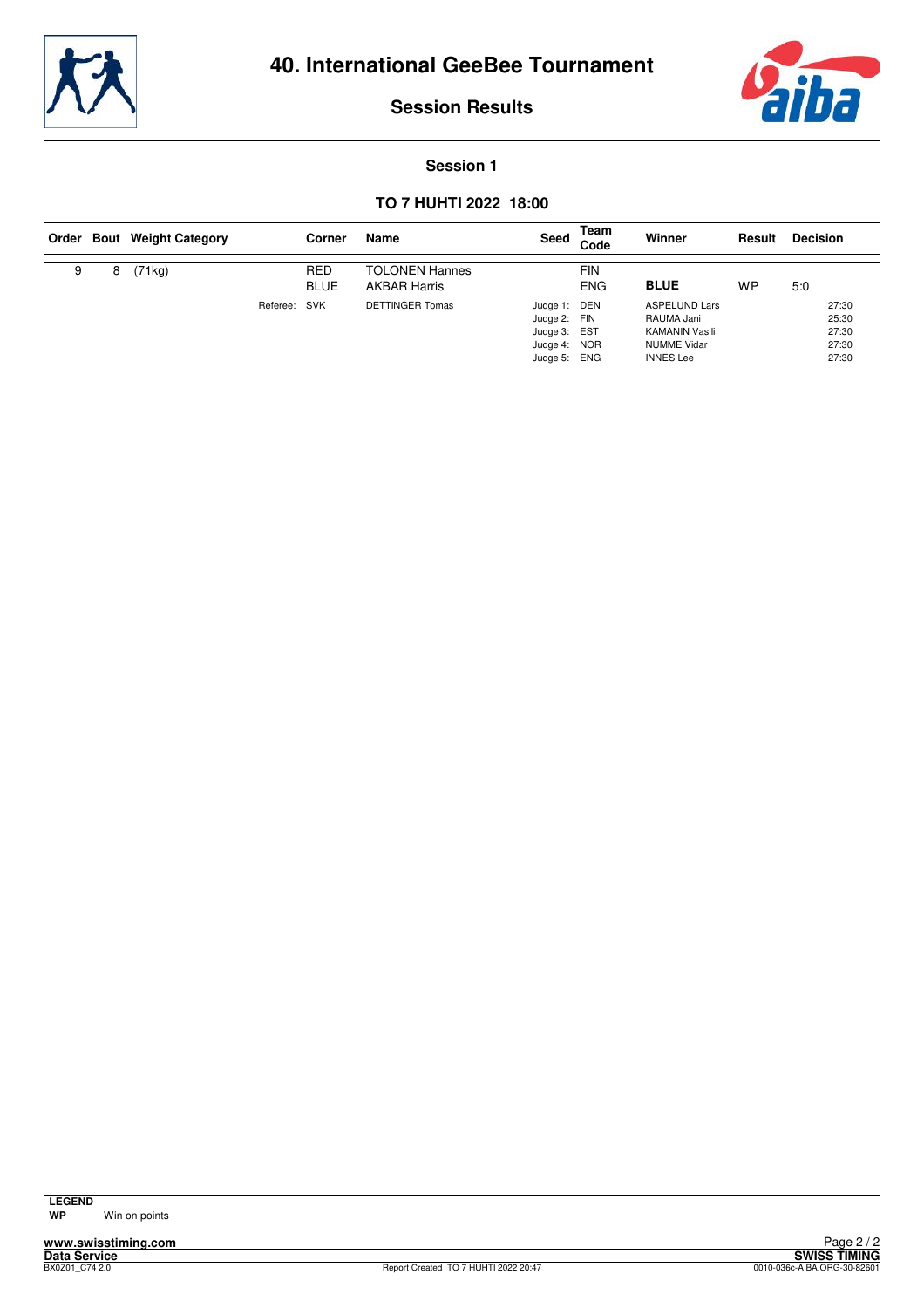# 40. International GeeBee Tournament

## Session Results

### Session 1

### TO 7 HUHTI 2022 18:00

| Order | Bout | Weight Category | Corner | Name | Seed | Team Code | Winner | Result | Decision |
|---|---|---|---|---|---|---|---|---|---|
| 9 | 8 | (71kg) | RED | TOLONEN Hannes | | FIN | | | |
| | | | BLUE | AKBAR Harris | | ENG | **BLUE** | WP | 5:0 |
| | | Referee: | SVK | DETTINGER Tomas | Judge 1: | DEN | ASPELUND Lars | | 27:30 |
| | | | | | Judge 2: | FIN | RAUMA Jani | | 25:30 |
| | | | | | Judge 3: | EST | KAMANIN Vasili | | 27:30 |
| | | | | | Judge 4: | NOR | NUMME Vidar | | 27:30 |
| | | | | | Judge 5: | ENG | INNES Lee | | 27:30 |

**LEGEND**

**WP** Win on points

www.swisstiming.com

Data Service

BX0Z01_C74 2.0

Report Created TO 7 HUHTI 2022 20:47

SWISS TIMING

0010-036c-AIBA.ORG-30-82601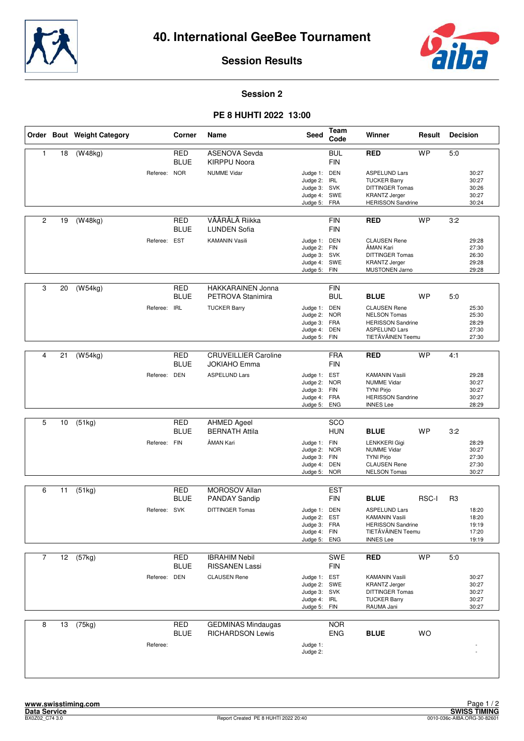# 40. International GeeBee Tournament

## Session Results

### Session 2

### PE 8 HUHTI 2022 13:00

| Order | Bout | Weight Category | Corner | Name | Seed | Team Code | Winner | Result | Decision |
|---|---|---|---|---|---|---|---|---|---|
| 1 | 18 | (W48kg) | RED | ASENOVA Sevda | | BUL | RED | WP | 5:0 |
| | | | BLUE | KIRPPU Noora | | FIN | | | |
| | | Referee: | NOR | NUMME Vidar | Judge 1: | DEN | ASPELUND Lars | | 30:27 |
| | | | | | Judge 2: | IRL | TUCKER Barry | | 30:27 |
| | | | | | Judge 3: | SVK | DITTINGER Tomas | | 30:26 |
| | | | | | Judge 4: | SWE | KRANTZ Jerger | | 30:27 |
| | | | | | Judge 5: | FRA | HERISSON Sandrine | | 30:24 |
| 2 | 19 | (W48kg) | RED | VÄÄRÄLÄ Riikka | | FIN | RED | WP | 3:2 |
| | | | BLUE | LUNDEN Sofia | | FIN | | | |
| | | Referee: | EST | KAMANIN Vasili | Judge 1: | DEN | CLAUSEN Rene | | 29:28 |
| | | | | | Judge 2: | FIN | ÅMAN Kari | | 27:30 |
| | | | | | Judge 3: | SVK | DITTINGER Tomas | | 26:30 |
| | | | | | Judge 4: | SWE | KRANTZ Jerger | | 29:28 |
| | | | | | Judge 5: | FIN | MUSTONEN Jarno | | 29:28 |
| 3 | 20 | (W54kg) | RED | HAKKARAINEN Jonna | | FIN | BLUE | WP | 5:0 |
| | | | BLUE | PETROVA Stanimira | | BUL | | | |
| | | Referee: | IRL | TUCKER Barry | Judge 1: | DEN | CLAUSEN Rene | | 25:30 |
| | | | | | Judge 2: | NOR | NELSON Tomas | | 25:30 |
| | | | | | Judge 3: | FRA | HERISSON Sandrine | | 28:29 |
| | | | | | Judge 4: | DEN | ASPELUND Lars | | 27:30 |
| | | | | | Judge 5: | FIN | TIETÄVÄINEN Teemu | | 27:30 |
| 4 | 21 | (W54kg) | RED | CRUVEILLIER Caroline | | FRA | RED | WP | 4:1 |
| | | | BLUE | JOKIAHO Emma | | FIN | | | |
| | | Referee: | DEN | ASPELUND Lars | Judge 1: | EST | KAMANIN Vasili | | 29:28 |
| | | | | | Judge 2: | NOR | NUMME Vidar | | 30:27 |
| | | | | | Judge 3: | FIN | TYNI Pirjo | | 30:27 |
| | | | | | Judge 4: | FRA | HERISSON Sandrine | | 30:27 |
| | | | | | Judge 5: | ENG | INNES Lee | | 28:29 |
| 5 | 10 | (51kg) | RED | AHMED Ageel | | SCO | BLUE | WP | 3:2 |
| | | | BLUE | BERNATH Attila | | HUN | | | |
| | | Referee: | FIN | ÅMAN Kari | Judge 1: | FIN | LENKKERI Gigi | | 28:29 |
| | | | | | Judge 2: | NOR | NUMME Vidar | | 30:27 |
| | | | | | Judge 3: | FIN | TYNI Pirjo | | 27:30 |
| | | | | | Judge 4: | DEN | CLAUSEN Rene | | 27:30 |
| | | | | | Judge 5: | NOR | NELSON Tomas | | 30:27 |
| 6 | 11 | (51kg) | RED | MOROSOV Allan | | EST | BLUE | RSC-I | R3 |
| | | | BLUE | PANDAY Sandip | | FIN | | | |
| | | Referee: | SVK | DITTINGER Tomas | Judge 1: | DEN | ASPELUND Lars | | 18:20 |
| | | | | | Judge 2: | EST | KAMANIN Vasili | | 18:20 |
| | | | | | Judge 3: | FRA | HERISSON Sandrine | | 19:19 |
| | | | | | Judge 4: | FIN | TIETÄVÄINEN Teemu | | 17:20 |
| | | | | | Judge 5: | ENG | INNES Lee | | 19:19 |
| 7 | 12 | (57kg) | RED | IBRAHIM Nebil | | SWE | RED | WP | 5:0 |
| | | | BLUE | RISSANEN Lassi | | FIN | | | |
| | | Referee: | DEN | CLAUSEN Rene | Judge 1: | EST | KAMANIN Vasili | | 30:27 |
| | | | | | Judge 2: | SWE | KRANTZ Jerger | | 30:27 |
| | | | | | Judge 3: | SVK | DITTINGER Tomas | | 30:27 |
| | | | | | Judge 4: | IRL | TUCKER Barry | | 30:27 |
| | | | | | Judge 5: | FIN | RAUMA Jani | | 30:27 |
| 8 | 13 | (75kg) | RED | GEDMINAS Mindaugas | | NOR | BLUE | WO | |
| | | | BLUE | RICHARDSON Lewis | | ENG | | | |
| | | Referee: | | | Judge 1: | | | | - |
| | | | | | Judge 2: | | | | - |

www.swisstiming.com
Data Service
BX0Z02_C74 3.0
Report Created PE 8 HUHTI 2022 20:40
SWISS TIMING
0010-036c-AIBA.ORG-30-82601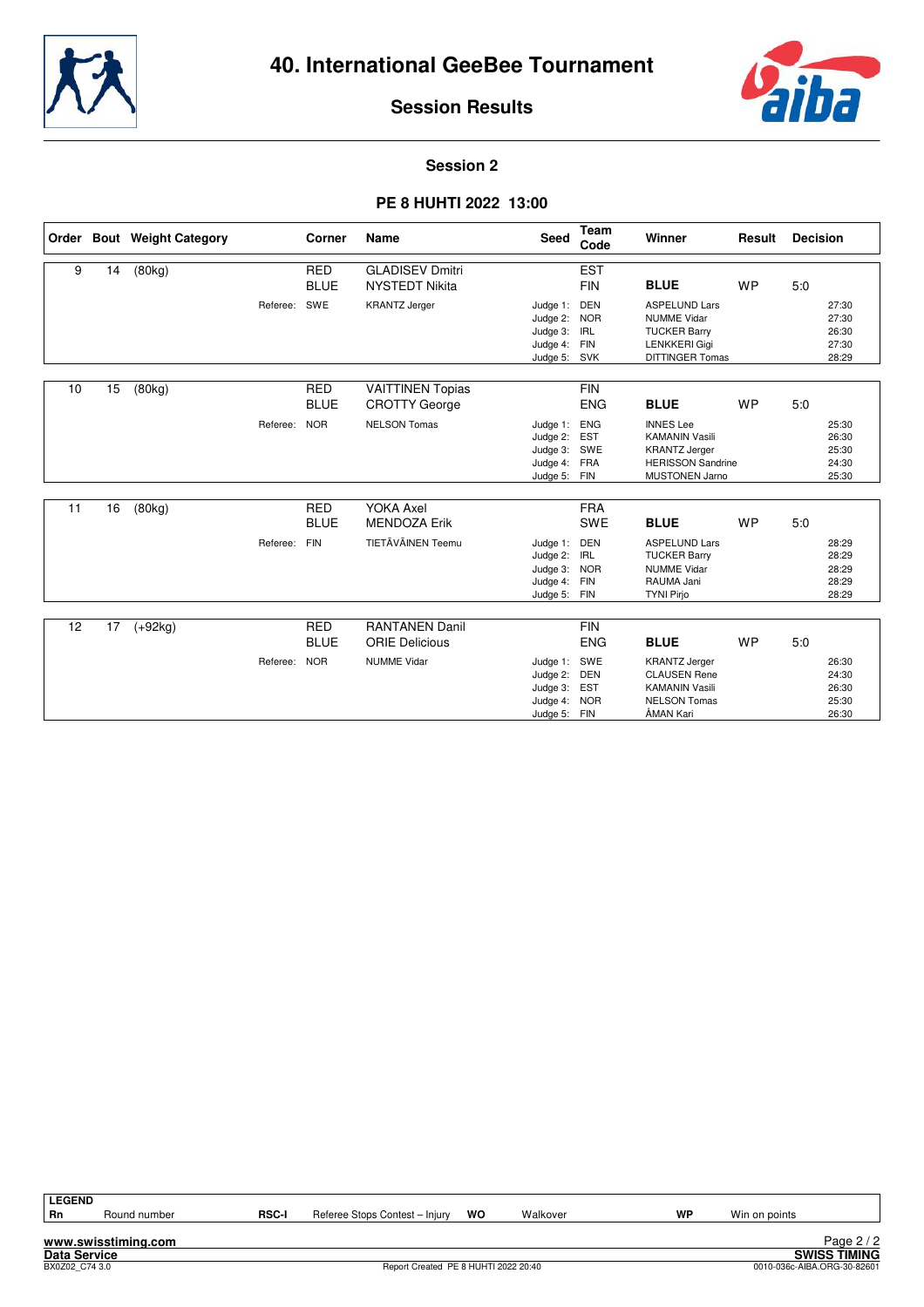# 40. International GeeBee Tournament

## Session Results

### Session 2

### PE 8 HUHTI 2022 13:00

| Order | Bout | Weight Category | Corner | Name | Seed | Team Code | Winner | Result | Decision |
|---|---|---|---|---|---|---|---|---|---|
| 9 | 14 | (80kg) | RED | GLADISEV Dmitri | | EST | | | |
| | | | BLUE | NYSTEDT Nikita | | FIN | **BLUE** | WP | 5:0 |
| | | Referee: | SWE | KRANTZ Jerger | Judge 1: | DEN | ASPELUND Lars | | 27:30 |
| | | | | | Judge 2: | NOR | NUMME Vidar | | 27:30 |
| | | | | | Judge 3: | IRL | TUCKER Barry | | 26:30 |
| | | | | | Judge 4: | FIN | LENKKERI Gigi | | 27:30 |
| | | | | | Judge 5: | SVK | DITTINGER Tomas | | 28:29 |
| 10 | 15 | (80kg) | RED | VAITTINEN Topias | | FIN | | | |
| | | | BLUE | CROTTY George | | ENG | **BLUE** | WP | 5:0 |
| | | Referee: | NOR | NELSON Tomas | Judge 1: | ENG | INNES Lee | | 25:30 |
| | | | | | Judge 2: | EST | KAMANIN Vasili | | 26:30 |
| | | | | | Judge 3: | SWE | KRANTZ Jerger | | 25:30 |
| | | | | | Judge 4: | FRA | HERISSON Sandrine | | 24:30 |
| | | | | | Judge 5: | FIN | MUSTONEN Jarno | | 25:30 |
| 11 | 16 | (80kg) | RED | YOKA Axel | | FRA | | | |
| | | | BLUE | MENDOZA Erik | | SWE | **BLUE** | WP | 5:0 |
| | | Referee: | FIN | TIETÄVÄINEN Teemu | Judge 1: | DEN | ASPELUND Lars | | 28:29 |
| | | | | | Judge 2: | IRL | TUCKER Barry | | 28:29 |
| | | | | | Judge 3: | NOR | NUMME Vidar | | 28:29 |
| | | | | | Judge 4: | FIN | RAUMA Jani | | 28:29 |
| | | | | | Judge 5: | FIN | TYNI Pirjo | | 28:29 |
| 12 | 17 | (+92kg) | RED | RANTANEN Danil | | FIN | | | |
| | | | BLUE | ORIE Delicious | | ENG | **BLUE** | WP | 5:0 |
| | | Referee: | NOR | NUMME Vidar | Judge 1: | SWE | KRANTZ Jerger | | 26:30 |
| | | | | | Judge 2: | DEN | CLAUSEN Rene | | 24:30 |
| | | | | | Judge 3: | EST | KAMANIN Vasili | | 26:30 |
| | | | | | Judge 4: | NOR | NELSON Tomas | | 25:30 |
| | | | | | Judge 5: | FIN | ÅMAN Kari | | 26:30 |

**LEGEND**

| | | | | | | | |
|---|---|---|---|---|---|---|---|
| Rn | Round number | RSC-I | Referee Stops Contest – Injury | WO | Walkover | WP | Win on points |

www.swisstiming.com
Data Service
BX0Z02_C74 3.0 — Report Created PE 8 HUHTI 2022 20:40
SWISS TIMING
0010-036c-AIBA.ORG-30-82601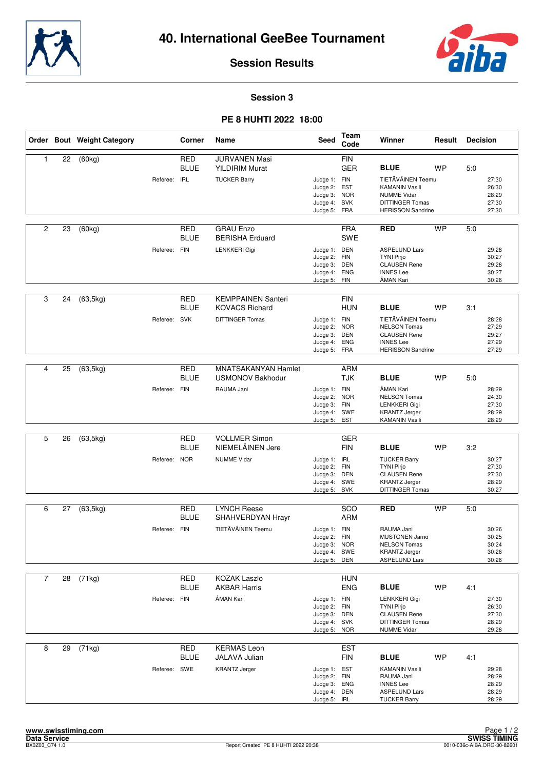# 40. International GeeBee Tournament

## Session Results

### Session 3

### PE 8 HUHTI 2022 18:00

| Order | Bout | Weight Category | Corner | Name | Seed | Team Code | Winner | Result | Decision | |
|---|---|---|---|---|---|---|---|---|---|---|
| 1 | 22 | (60kg) | RED | JURVANEN Masi | | FIN | | | | |
| | | | BLUE | YILDIRIM Murat | | GER | **BLUE** | WP | 5:0 | |
| | | Referee: IRL | | TUCKER Barry | Judge 1: | FIN | TIETÄVÄINEN Teemu | | | 27:30 |
| | | | | | Judge 2: | EST | KAMANIN Vasili | | | 26:30 |
| | | | | | Judge 3: | NOR | NUMME Vidar | | | 28:29 |
| | | | | | Judge 4: | SVK | DITTINGER Tomas | | | 27:30 |
| | | | | | Judge 5: | FRA | HERISSON Sandrine | | | 27:30 |
| 2 | 23 | (60kg) | RED | GRAU Enzo | | FRA | **RED** | WP | 5:0 | |
| | | | BLUE | BERISHA Erduard | | SWE | | | | |
| | | Referee: FIN | | LENKKERI Gigi | Judge 1: | DEN | ASPELUND Lars | | | 29:28 |
| | | | | | Judge 2: | FIN | TYNI Pirjo | | | 30:27 |
| | | | | | Judge 3: | DEN | CLAUSEN Rene | | | 29:28 |
| | | | | | Judge 4: | ENG | INNES Lee | | | 30:27 |
| | | | | | Judge 5: | FIN | ÅMAN Kari | | | 30:26 |
| 3 | 24 | (63,5kg) | RED | KEMPPAINEN Santeri | | FIN | | | | |
| | | | BLUE | KOVACS Richard | | HUN | **BLUE** | WP | 3:1 | |
| | | Referee: SVK | | DITTINGER Tomas | Judge 1: | FIN | TIETÄVÄINEN Teemu | | | 28:28 |
| | | | | | Judge 2: | NOR | NELSON Tomas | | | 27:29 |
| | | | | | Judge 3: | DEN | CLAUSEN Rene | | | 29:27 |
| | | | | | Judge 4: | ENG | INNES Lee | | | 27:29 |
| | | | | | Judge 5: | FRA | HERISSON Sandrine | | | 27:29 |
| 4 | 25 | (63,5kg) | RED | MNATSAKANYAN Hamlet | | ARM | | | | |
| | | | BLUE | USMONOV Bakhodur | | TJK | **BLUE** | WP | 5:0 | |
| | | Referee: FIN | | RAUMA Jani | Judge 1: | FIN | ÅMAN Kari | | | 28:29 |
| | | | | | Judge 2: | NOR | NELSON Tomas | | | 24:30 |
| | | | | | Judge 3: | FIN | LENKKERI Gigi | | | 27:30 |
| | | | | | Judge 4: | SWE | KRANTZ Jerger | | | 28:29 |
| | | | | | Judge 5: | EST | KAMANIN Vasili | | | 28:29 |
| 5 | 26 | (63,5kg) | RED | VOLLMER Simon | | GER | | | | |
| | | | BLUE | NIEMELÄINEN Jere | | FIN | **BLUE** | WP | 3:2 | |
| | | Referee: NOR | | NUMME Vidar | Judge 1: | IRL | TUCKER Barry | | | 30:27 |
| | | | | | Judge 2: | FIN | TYNI Pirjo | | | 27:30 |
| | | | | | Judge 3: | DEN | CLAUSEN Rene | | | 27:30 |
| | | | | | Judge 4: | SWE | KRANTZ Jerger | | | 28:29 |
| | | | | | Judge 5: | SVK | DITTINGER Tomas | | | 30:27 |
| 6 | 27 | (63,5kg) | RED | LYNCH Reese | | SCO | **RED** | WP | 5:0 | |
| | | | BLUE | SHAHVERDYAN Hrayr | | ARM | | | | |
| | | Referee: FIN | | TIETÄVÄINEN Teemu | Judge 1: | FIN | RAUMA Jani | | | 30:26 |
| | | | | | Judge 2: | FIN | MUSTONEN Jarno | | | 30:25 |
| | | | | | Judge 3: | NOR | NELSON Tomas | | | 30:24 |
| | | | | | Judge 4: | SWE | KRANTZ Jerger | | | 30:26 |
| | | | | | Judge 5: | DEN | ASPELUND Lars | | | 30:26 |
| 7 | 28 | (71kg) | RED | KOZAK Laszlo | | HUN | | | | |
| | | | BLUE | AKBAR Harris | | ENG | **BLUE** | WP | 4:1 | |
| | | Referee: FIN | | ÅMAN Kari | Judge 1: | FIN | LENKKERI Gigi | | | 27:30 |
| | | | | | Judge 2: | FIN | TYNI Pirjo | | | 26:30 |
| | | | | | Judge 3: | DEN | CLAUSEN Rene | | | 27:30 |
| | | | | | Judge 4: | SVK | DITTINGER Tomas | | | 28:29 |
| | | | | | Judge 5: | NOR | NUMME Vidar | | | 29:28 |
| 8 | 29 | (71kg) | RED | KERMAS Leon | | EST | | | | |
| | | | BLUE | JALAVA Julian | | FIN | **BLUE** | WP | 4:1 | |
| | | Referee: SWE | | KRANTZ Jerger | Judge 1: | EST | KAMANIN Vasili | | | 29:28 |
| | | | | | Judge 2: | FIN | RAUMA Jani | | | 28:29 |
| | | | | | Judge 3: | ENG | INNES Lee | | | 28:29 |
| | | | | | Judge 4: | DEN | ASPELUND Lars | | | 28:29 |
| | | | | | Judge 5: | IRL | TUCKER Barry | | | 28:29 |

www.swisstiming.com
Data Service
BX0Z03_C74 1.0 — Report Created PE 8 HUHTI 2022 20:38 — SWISS TIMING 0010-036c-AIBA.ORG-30-82601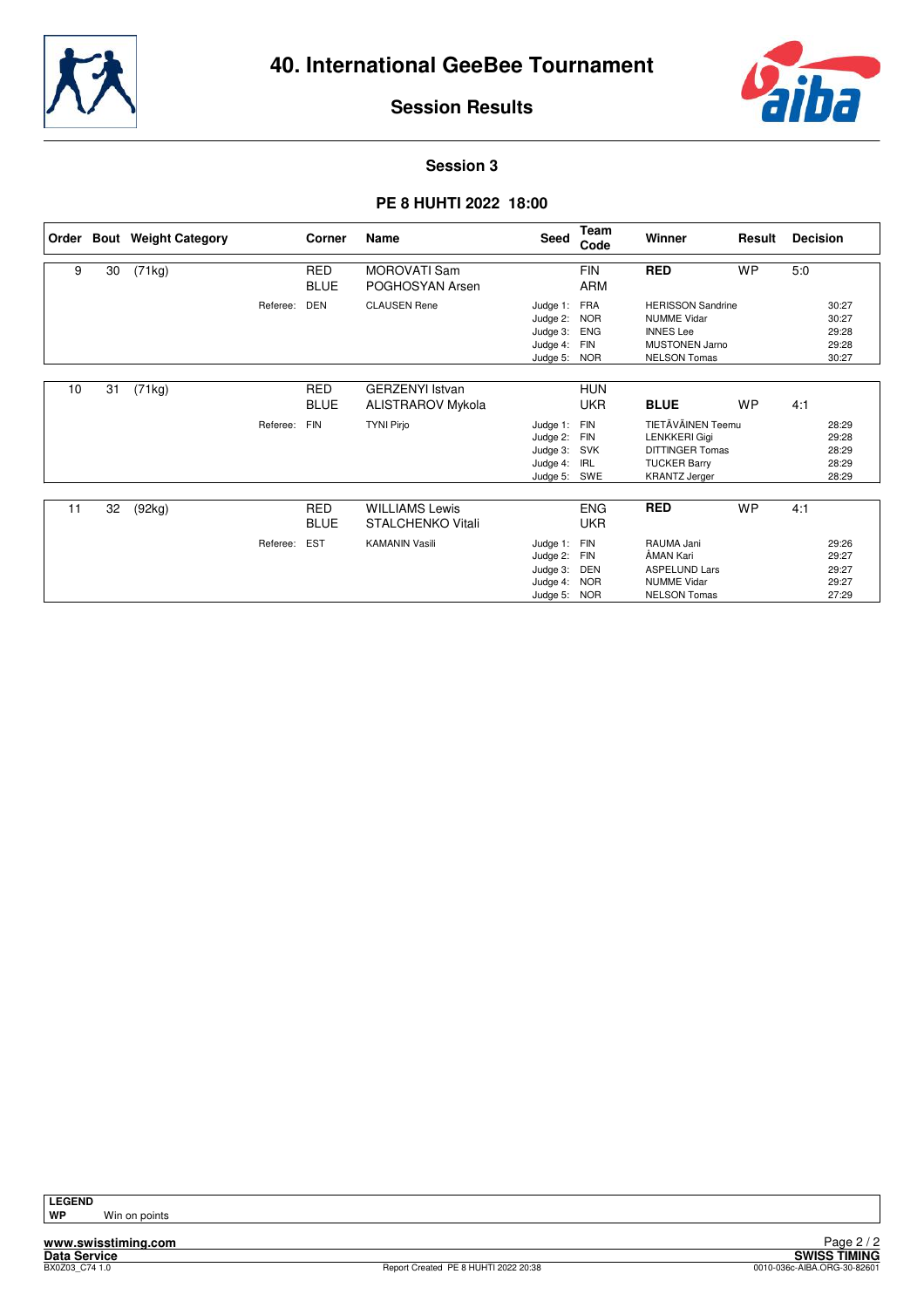# 40. International GeeBee Tournament

## Session Results

### Session 3

### PE 8 HUHTI 2022 18:00

| Order | Bout | Weight Category | Corner | Name | Seed | Team Code | Winner | Result | Decision |
|---|---|---|---|---|---|---|---|---|---|
| 9 | 30 | (71kg) | RED | MOROVATI Sam | | FIN | **RED** | WP | 5:0 |
| | | | BLUE | POGHOSYAN Arsen | | ARM | | | |
| | | Referee: | DEN | CLAUSEN Rene | Judge 1: | FRA | HERISSON Sandrine | | 30:27 |
| | | | | | Judge 2: | NOR | NUMME Vidar | | 30:27 |
| | | | | | Judge 3: | ENG | INNES Lee | | 29:28 |
| | | | | | Judge 4: | FIN | MUSTONEN Jarno | | 29:28 |
| | | | | | Judge 5: | NOR | NELSON Tomas | | 30:27 |
| 10 | 31 | (71kg) | RED | GERZENYI Istvan | | HUN | | | |
| | | | BLUE | ALISTRAROV Mykola | | UKR | **BLUE** | WP | 4:1 |
| | | Referee: | FIN | TYNI Pirjo | Judge 1: | FIN | TIETÄVÄINEN Teemu | | 28:29 |
| | | | | | Judge 2: | FIN | LENKKERI Gigi | | 29:28 |
| | | | | | Judge 3: | SVK | DITTINGER Tomas | | 28:29 |
| | | | | | Judge 4: | IRL | TUCKER Barry | | 28:29 |
| | | | | | Judge 5: | SWE | KRANTZ Jerger | | 28:29 |
| 11 | 32 | (92kg) | RED | WILLIAMS Lewis | | ENG | **RED** | WP | 4:1 |
| | | | BLUE | STALCHENKO Vitali | | UKR | | | |
| | | Referee: | EST | KAMANIN Vasili | Judge 1: | FIN | RAUMA Jani | | 29:26 |
| | | | | | Judge 2: | FIN | ÅMAN Kari | | 29:27 |
| | | | | | Judge 3: | DEN | ASPELUND Lars | | 29:27 |
| | | | | | Judge 4: | NOR | NUMME Vidar | | 29:27 |
| | | | | | Judge 5: | NOR | NELSON Tomas | | 27:29 |

**LEGEND**

**WP** Win on points

www.swisstiming.com
Data Service
BX0Z03_C74 1.0

Report Created PE 8 HUHTI 2022 20:38

SWISS TIMING
0010-036c-AIBA.ORG-30-82601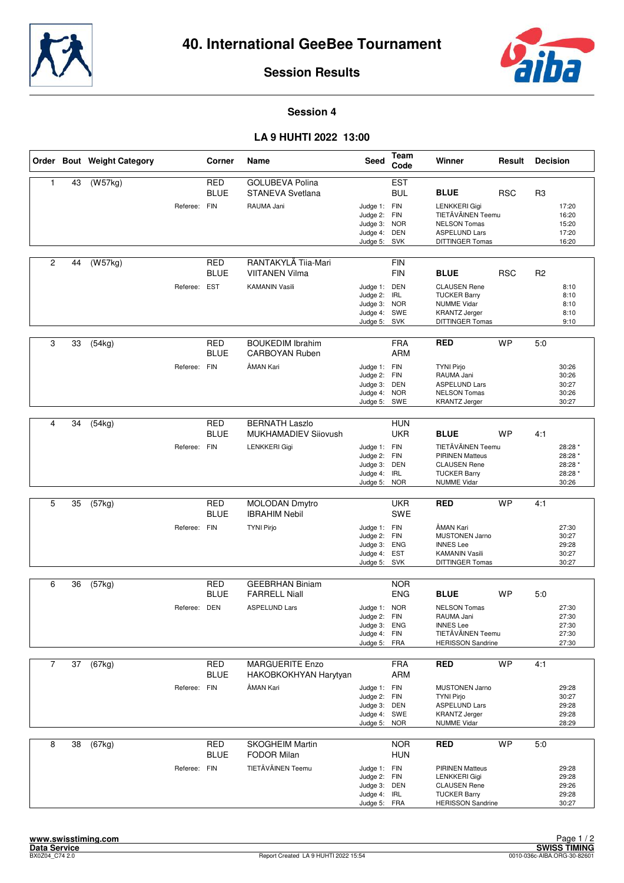# 40. International GeeBee Tournament

## Session Results

### Session 4

### LA 9 HUHTI 2022 13:00

| Order | Bout | Weight Category | Corner | Name | Seed | Team Code | Winner | Result | Decision |
|---|---|---|---|---|---|---|---|---|---|
| 1 | 43 | (W57kg) | RED | GOLUBEVA Polina | | EST | | | |
| | | | BLUE | STANEVA Svetlana | | BUL | **BLUE** | RSC | R3 |
| | | Referee: | FIN | RAUMA Jani | Judge 1: | FIN | LENKKERI Gigi | | 17:20 |
| | | | | | Judge 2: | FIN | TIETÄVÄINEN Teemu | | 16:20 |
| | | | | | Judge 3: | NOR | NELSON Tomas | | 15:20 |
| | | | | | Judge 4: | DEN | ASPELUND Lars | | 17:20 |
| | | | | | Judge 5: | SVK | DITTINGER Tomas | | 16:20 |
| 2 | 44 | (W57kg) | RED | RANTAKYLÄ Tiia-Mari | | FIN | | | |
| | | | BLUE | VIITANEN Vilma | | FIN | **BLUE** | RSC | R2 |
| | | Referee: | EST | KAMANIN Vasili | Judge 1: | DEN | CLAUSEN Rene | | 8:10 |
| | | | | | Judge 2: | IRL | TUCKER Barry | | 8:10 |
| | | | | | Judge 3: | NOR | NUMME Vidar | | 8:10 |
| | | | | | Judge 4: | SWE | KRANTZ Jerger | | 8:10 |
| | | | | | Judge 5: | SVK | DITTINGER Tomas | | 9:10 |
| 3 | 33 | (54kg) | RED | BOUKEDIM Ibrahim | | FRA | **RED** | WP | 5:0 |
| | | | BLUE | CARBOYAN Ruben | | ARM | | | |
| | | Referee: | FIN | ÅMAN Kari | Judge 1: | FIN | TYNI Pirjo | | 30:26 |
| | | | | | Judge 2: | FIN | RAUMA Jani | | 30:26 |
| | | | | | Judge 3: | DEN | ASPELUND Lars | | 30:27 |
| | | | | | Judge 4: | NOR | NELSON Tomas | | 30:26 |
| | | | | | Judge 5: | SWE | KRANTZ Jerger | | 30:27 |
| 4 | 34 | (54kg) | RED | BERNATH Laszlo | | HUN | | | |
| | | | BLUE | MUKHAMADIEV Siiovush | | UKR | **BLUE** | WP | 4:1 |
| | | Referee: | FIN | LENKKERI Gigi | Judge 1: | FIN | TIETÄVÄINEN Teemu | | 28:28 * |
| | | | | | Judge 2: | FIN | PIRINEN Matteus | | 28:28 * |
| | | | | | Judge 3: | DEN | CLAUSEN Rene | | 28:28 * |
| | | | | | Judge 4: | IRL | TUCKER Barry | | 28:28 * |
| | | | | | Judge 5: | NOR | NUMME Vidar | | 30:26 |
| 5 | 35 | (57kg) | RED | MOLODAN Dmytro | | UKR | **RED** | WP | 4:1 |
| | | | BLUE | IBRAHIM Nebil | | SWE | | | |
| | | Referee: | FIN | TYNI Pirjo | Judge 1: | FIN | ÅMAN Kari | | 27:30 |
| | | | | | Judge 2: | FIN | MUSTONEN Jarno | | 30:27 |
| | | | | | Judge 3: | ENG | INNES Lee | | 29:28 |
| | | | | | Judge 4: | EST | KAMANIN Vasili | | 30:27 |
| | | | | | Judge 5: | SVK | DITTINGER Tomas | | 30:27 |
| 6 | 36 | (57kg) | RED | GEEBRHAN Biniam | | NOR | | | |
| | | | BLUE | FARRELL Niall | | ENG | **BLUE** | WP | 5:0 |
| | | Referee: | DEN | ASPELUND Lars | Judge 1: | NOR | NELSON Tomas | | 27:30 |
| | | | | | Judge 2: | FIN | RAUMA Jani | | 27:30 |
| | | | | | Judge 3: | ENG | INNES Lee | | 27:30 |
| | | | | | Judge 4: | FIN | TIETÄVÄINEN Teemu | | 27:30 |
| | | | | | Judge 5: | FRA | HERISSON Sandrine | | 27:30 |
| 7 | 37 | (67kg) | RED | MARGUERITE Enzo | | FRA | **RED** | WP | 4:1 |
| | | | BLUE | HAKOBKOKHYAN Harytyan | | ARM | | | |
| | | Referee: | FIN | ÅMAN Kari | Judge 1: | FIN | MUSTONEN Jarno | | 29:28 |
| | | | | | Judge 2: | FIN | TYNI Pirjo | | 30:27 |
| | | | | | Judge 3: | DEN | ASPELUND Lars | | 29:28 |
| | | | | | Judge 4: | SWE | KRANTZ Jerger | | 29:28 |
| | | | | | Judge 5: | NOR | NUMME Vidar | | 28:29 |
| 8 | 38 | (67kg) | RED | SKOGHEIM Martin | | NOR | **RED** | WP | 5:0 |
| | | | BLUE | FODOR Milan | | HUN | | | |
| | | Referee: | FIN | TIETÄVÄINEN Teemu | Judge 1: | FIN | PIRINEN Matteus | | 29:28 |
| | | | | | Judge 2: | FIN | LENKKERI Gigi | | 29:28 |
| | | | | | Judge 3: | DEN | CLAUSEN Rene | | 29:26 |
| | | | | | Judge 4: | IRL | TUCKER Barry | | 29:28 |
| | | | | | Judge 5: | FRA | HERISSON Sandrine | | 30:27 |

www.swisstiming.com
Data Service
BX0Z04_C74 2.0 — Report Created LA 9 HUHTI 2022 15:54 — SWISS TIMING 0010-036c-AIBA.ORG-30-82601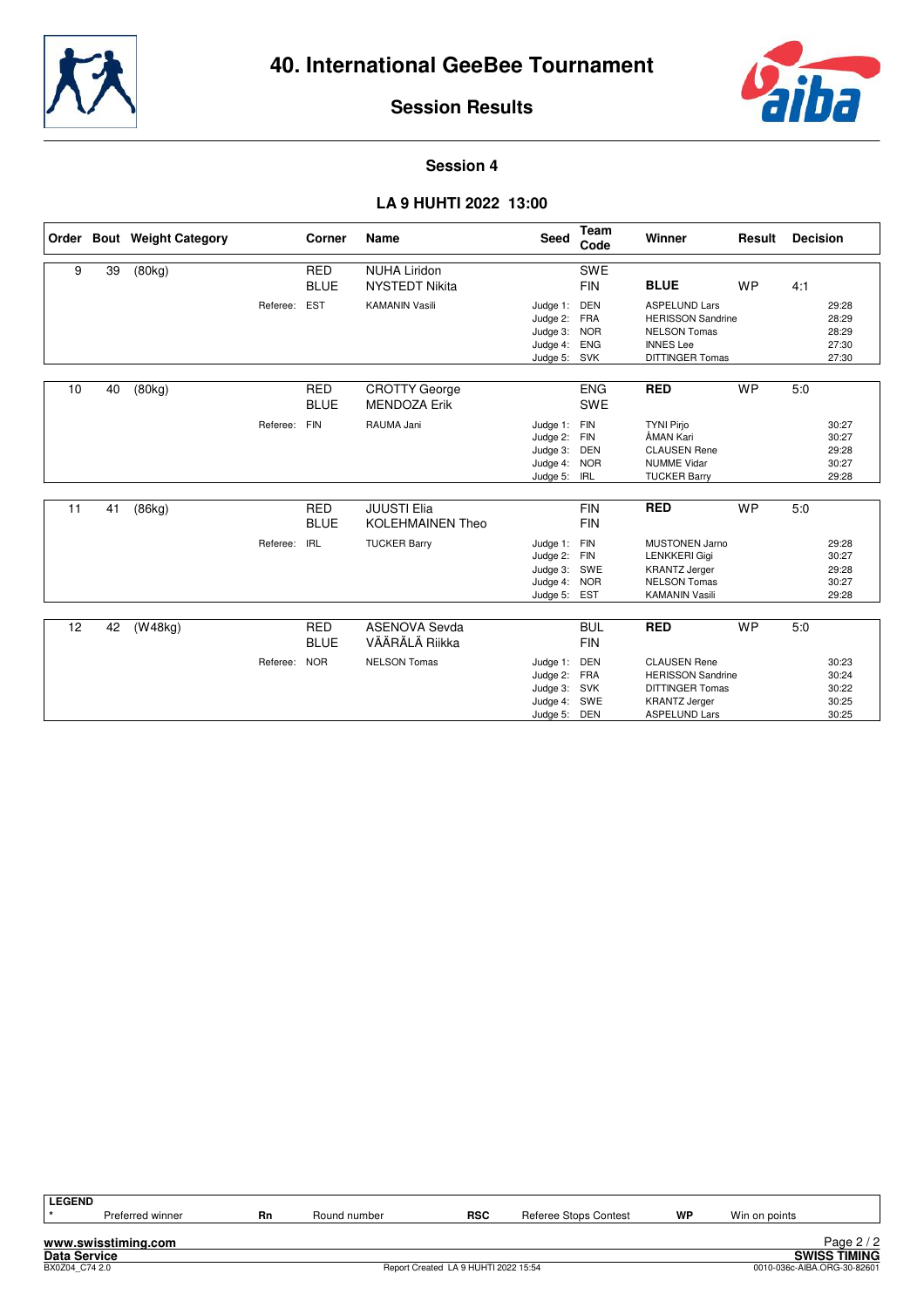# 40. International GeeBee Tournament

## Session Results

### Session 4

### LA 9 HUHTI 2022 13:00

| Order | Bout | Weight Category | Corner | Name | Seed | Team Code | Winner | Result | Decision |
|---|---|---|---|---|---|---|---|---|---|
| 9 | 39 | (80kg) | RED | NUHA Liridon | | SWE | | | |
| | | | BLUE | NYSTEDT Nikita | | FIN | **BLUE** | WP | 4:1 |
| | | Referee: | EST | KAMANIN Vasili | Judge 1: | DEN | ASPELUND Lars | | 29:28 |
| | | | | | Judge 2: | FRA | HERISSON Sandrine | | 28:29 |
| | | | | | Judge 3: | NOR | NELSON Tomas | | 28:29 |
| | | | | | Judge 4: | ENG | INNES Lee | | 27:30 |
| | | | | | Judge 5: | SVK | DITTINGER Tomas | | 27:30 |
| 10 | 40 | (80kg) | RED | CROTTY George | | ENG | **RED** | WP | 5:0 |
| | | | BLUE | MENDOZA Erik | | SWE | | | |
| | | Referee: | FIN | RAUMA Jani | Judge 1: | FIN | TYNI Pirjo | | 30:27 |
| | | | | | Judge 2: | FIN | ÅMAN Kari | | 30:27 |
| | | | | | Judge 3: | DEN | CLAUSEN Rene | | 29:28 |
| | | | | | Judge 4: | NOR | NUMME Vidar | | 30:27 |
| | | | | | Judge 5: | IRL | TUCKER Barry | | 29:28 |
| 11 | 41 | (86kg) | RED | JUUSTI Elia | | FIN | **RED** | WP | 5:0 |
| | | | BLUE | KOLEHMAINEN Theo | | FIN | | | |
| | | Referee: | IRL | TUCKER Barry | Judge 1: | FIN | MUSTONEN Jarno | | 29:28 |
| | | | | | Judge 2: | FIN | LENKKERI Gigi | | 30:27 |
| | | | | | Judge 3: | SWE | KRANTZ Jerger | | 29:28 |
| | | | | | Judge 4: | NOR | NELSON Tomas | | 30:27 |
| | | | | | Judge 5: | EST | KAMANIN Vasili | | 29:28 |
| 12 | 42 | (W48kg) | RED | ASENOVA Sevda | | BUL | **RED** | WP | 5:0 |
| | | | BLUE | VÄÄRÄLÄ Riikka | | FIN | | | |
| | | Referee: | NOR | NELSON Tomas | Judge 1: | DEN | CLAUSEN Rene | | 30:23 |
| | | | | | Judge 2: | FRA | HERISSON Sandrine | | 30:24 |
| | | | | | Judge 3: | SVK | DITTINGER Tomas | | 30:22 |
| | | | | | Judge 4: | SWE | KRANTZ Jerger | | 30:25 |
| | | | | | Judge 5: | DEN | ASPELUND Lars | | 30:25 |

**LEGEND**

| * | Preferred winner | Rn | Round number | RSC | Referee Stops Contest | WP | Win on points |
|---|---|---|---|---|---|---|---|

www.swisstiming.com
Data Service
BX0Z04_C74 2.0
Report Created LA 9 HUHTI 2022 15:54
SWISS TIMING
0010-036c-AIBA.ORG-30-82601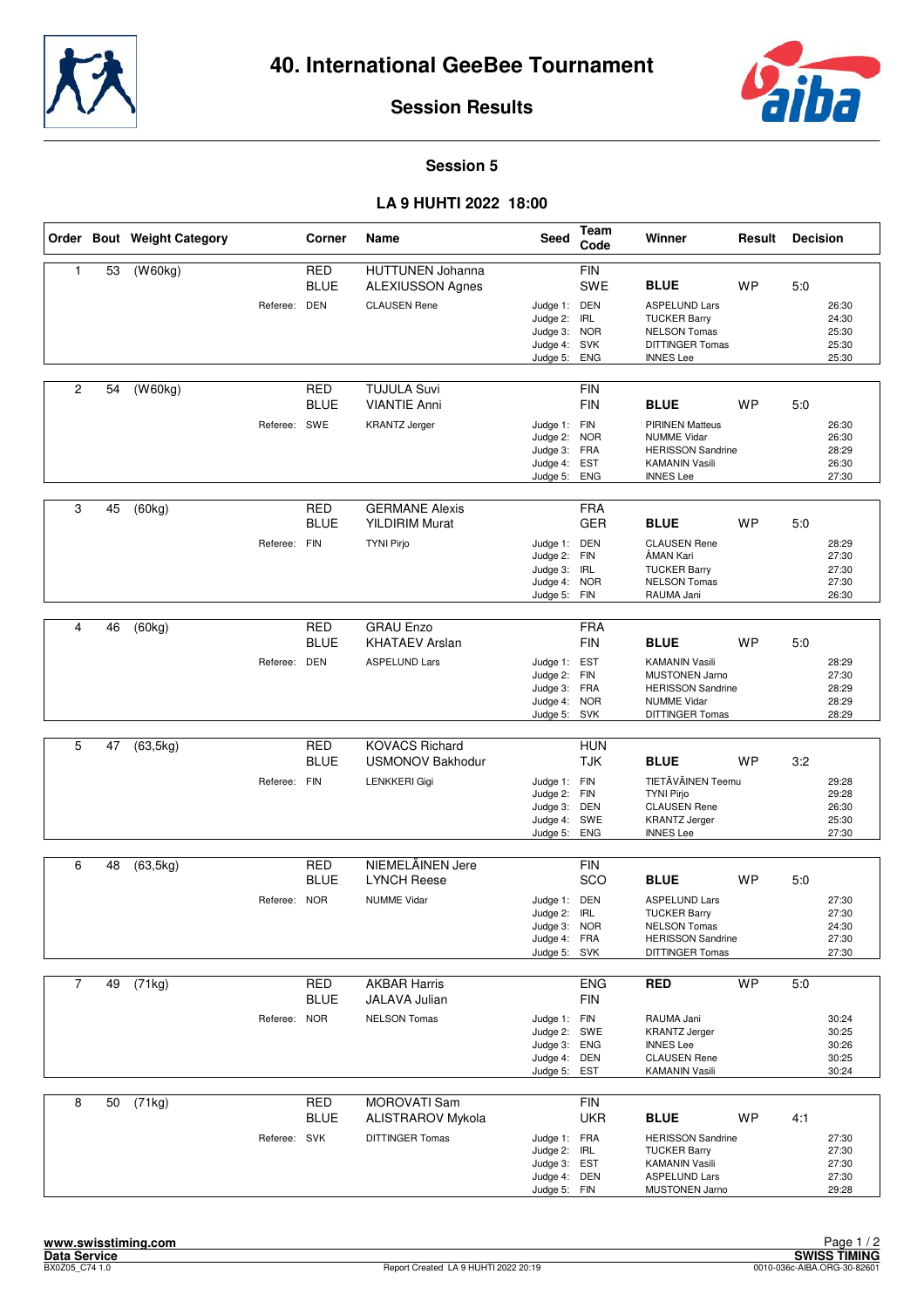# 40. International GeeBee Tournament

## Session Results

### Session 5

### LA 9 HUHTI 2022 18:00

| Order | Bout | Weight Category | Corner | Name | Seed | Team Code | Winner | Result | Decision |
|---|---|---|---|---|---|---|---|---|---|
| 1 | 53 | (W60kg) | RED | HUTTUNEN Johanna | | FIN | | | |
| | | | BLUE | ALEXIUSSON Agnes | | SWE | **BLUE** | WP | 5:0 |
| | | Referee: | DEN | CLAUSEN Rene | Judge 1: | DEN | ASPELUND Lars | | 26:30 |
| | | | | | Judge 2: | IRL | TUCKER Barry | | 24:30 |
| | | | | | Judge 3: | NOR | NELSON Tomas | | 25:30 |
| | | | | | Judge 4: | SVK | DITTINGER Tomas | | 25:30 |
| | | | | | Judge 5: | ENG | INNES Lee | | 25:30 |
| 2 | 54 | (W60kg) | RED | TUJULA Suvi | | FIN | | | |
| | | | BLUE | VIANTIE Anni | | FIN | **BLUE** | WP | 5:0 |
| | | Referee: | SWE | KRANTZ Jerger | Judge 1: | FIN | PIRINEN Matteus | | 26:30 |
| | | | | | Judge 2: | NOR | NUMME Vidar | | 26:30 |
| | | | | | Judge 3: | FRA | HERISSON Sandrine | | 28:29 |
| | | | | | Judge 4: | EST | KAMANIN Vasili | | 26:30 |
| | | | | | Judge 5: | ENG | INNES Lee | | 27:30 |
| 3 | 45 | (60kg) | RED | GERMANE Alexis | | FRA | | | |
| | | | BLUE | YILDIRIM Murat | | GER | **BLUE** | WP | 5:0 |
| | | Referee: | FIN | TYNI Pirjo | Judge 1: | DEN | CLAUSEN Rene | | 28:29 |
| | | | | | Judge 2: | FIN | ÅMAN Kari | | 27:30 |
| | | | | | Judge 3: | IRL | TUCKER Barry | | 27:30 |
| | | | | | Judge 4: | NOR | NELSON Tomas | | 27:30 |
| | | | | | Judge 5: | FIN | RAUMA Jani | | 26:30 |
| 4 | 46 | (60kg) | RED | GRAU Enzo | | FRA | | | |
| | | | BLUE | KHATAEV Arslan | | FIN | **BLUE** | WP | 5:0 |
| | | Referee: | DEN | ASPELUND Lars | Judge 1: | EST | KAMANIN Vasili | | 28:29 |
| | | | | | Judge 2: | FIN | MUSTONEN Jarno | | 27:30 |
| | | | | | Judge 3: | FRA | HERISSON Sandrine | | 28:29 |
| | | | | | Judge 4: | NOR | NUMME Vidar | | 28:29 |
| | | | | | Judge 5: | SVK | DITTINGER Tomas | | 28:29 |
| 5 | 47 | (63,5kg) | RED | KOVACS Richard | | HUN | | | |
| | | | BLUE | USMONOV Bakhodur | | TJK | **BLUE** | WP | 3:2 |
| | | Referee: | FIN | LENKKERI Gigi | Judge 1: | FIN | TIETÄVÄINEN Teemu | | 29:28 |
| | | | | | Judge 2: | FIN | TYNI Pirjo | | 29:28 |
| | | | | | Judge 3: | DEN | CLAUSEN Rene | | 26:30 |
| | | | | | Judge 4: | SWE | KRANTZ Jerger | | 25:30 |
| | | | | | Judge 5: | ENG | INNES Lee | | 27:30 |
| 6 | 48 | (63,5kg) | RED | NIEMELÄINEN Jere | | FIN | | | |
| | | | BLUE | LYNCH Reese | | SCO | **BLUE** | WP | 5:0 |
| | | Referee: | NOR | NUMME Vidar | Judge 1: | DEN | ASPELUND Lars | | 27:30 |
| | | | | | Judge 2: | IRL | TUCKER Barry | | 27:30 |
| | | | | | Judge 3: | NOR | NELSON Tomas | | 24:30 |
| | | | | | Judge 4: | FRA | HERISSON Sandrine | | 27:30 |
| | | | | | Judge 5: | SVK | DITTINGER Tomas | | 27:30 |
| 7 | 49 | (71kg) | RED | AKBAR Harris | | ENG | **RED** | WP | 5:0 |
| | | | BLUE | JALAVA Julian | | FIN | | | |
| | | Referee: | NOR | NELSON Tomas | Judge 1: | FIN | RAUMA Jani | | 30:24 |
| | | | | | Judge 2: | SWE | KRANTZ Jerger | | 30:25 |
| | | | | | Judge 3: | ENG | INNES Lee | | 30:26 |
| | | | | | Judge 4: | DEN | CLAUSEN Rene | | 30:25 |
| | | | | | Judge 5: | EST | KAMANIN Vasili | | 30:24 |
| 8 | 50 | (71kg) | RED | MOROVATI Sam | | FIN | | | |
| | | | BLUE | ALISTRAROV Mykola | | UKR | **BLUE** | WP | 4:1 |
| | | Referee: | SVK | DITTINGER Tomas | Judge 1: | FRA | HERISSON Sandrine | | 27:30 |
| | | | | | Judge 2: | IRL | TUCKER Barry | | 27:30 |
| | | | | | Judge 3: | EST | KAMANIN Vasili | | 27:30 |
| | | | | | Judge 4: | DEN | ASPELUND Lars | | 27:30 |
| | | | | | Judge 5: | FIN | MUSTONEN Jarno | | 29:28 |

www.swisstiming.com
Data Service
BX0Z05_C74 1.0

Report Created LA 9 HUHTI 2022 20:19

SWISS TIMING
0010-036c-AIBA.ORG-30-82601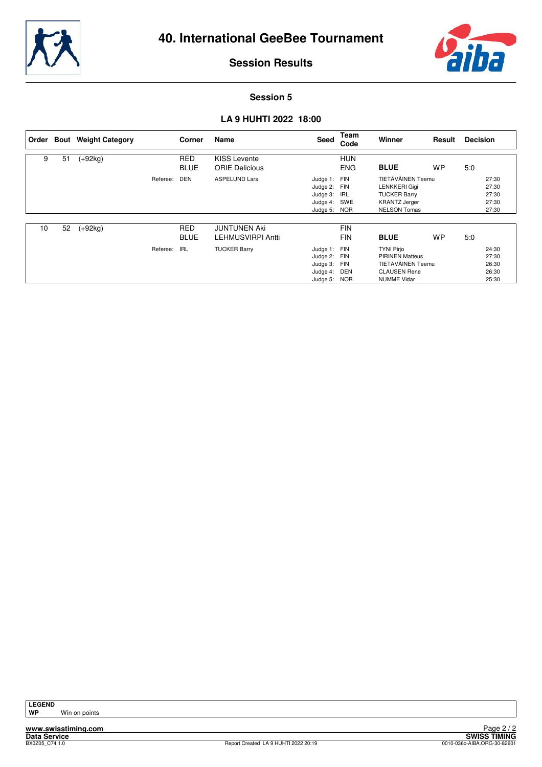# 40. International GeeBee Tournament

## Session Results

### Session 5

### LA 9 HUHTI 2022 18:00

| Order | Bout | Weight Category | Corner | Name | Seed | Team Code | Winner | Result | Decision |
|---|---|---|---|---|---|---|---|---|---|
| 9 | 51 | (+92kg) | RED | KISS Levente | | HUN | | | |
| | | | BLUE | ORIE Delicious | | ENG | **BLUE** | WP | 5:0 |
| | | Referee: | DEN | ASPELUND Lars | Judge 1: | FIN | TIETÄVÄINEN Teemu | | 27:30 |
| | | | | | Judge 2: | FIN | LENKKERI Gigi | | 27:30 |
| | | | | | Judge 3: | IRL | TUCKER Barry | | 27:30 |
| | | | | | Judge 4: | SWE | KRANTZ Jerger | | 27:30 |
| | | | | | Judge 5: | NOR | NELSON Tomas | | 27:30 |
| 10 | 52 | (+92kg) | RED | JUNTUNEN Aki | | FIN | | | |
| | | | BLUE | LEHMUSVIRPI Antti | | FIN | **BLUE** | WP | 5:0 |
| | | Referee: | IRL | TUCKER Barry | Judge 1: | FIN | TYNI Pirjo | | 24:30 |
| | | | | | Judge 2: | FIN | PIRINEN Matteus | | 27:30 |
| | | | | | Judge 3: | FIN | TIETÄVÄINEN Teemu | | 26:30 |
| | | | | | Judge 4: | DEN | CLAUSEN Rene | | 26:30 |
| | | | | | Judge 5: | NOR | NUMME Vidar | | 25:30 |

**LEGEND**

**WP** Win on points

www.swisstiming.com
Data Service
BX0Z05_C74 1.0
Report Created LA 9 HUHTI 2022 20:19
SWISS TIMING
0010-036c-AIBA.ORG-30-82601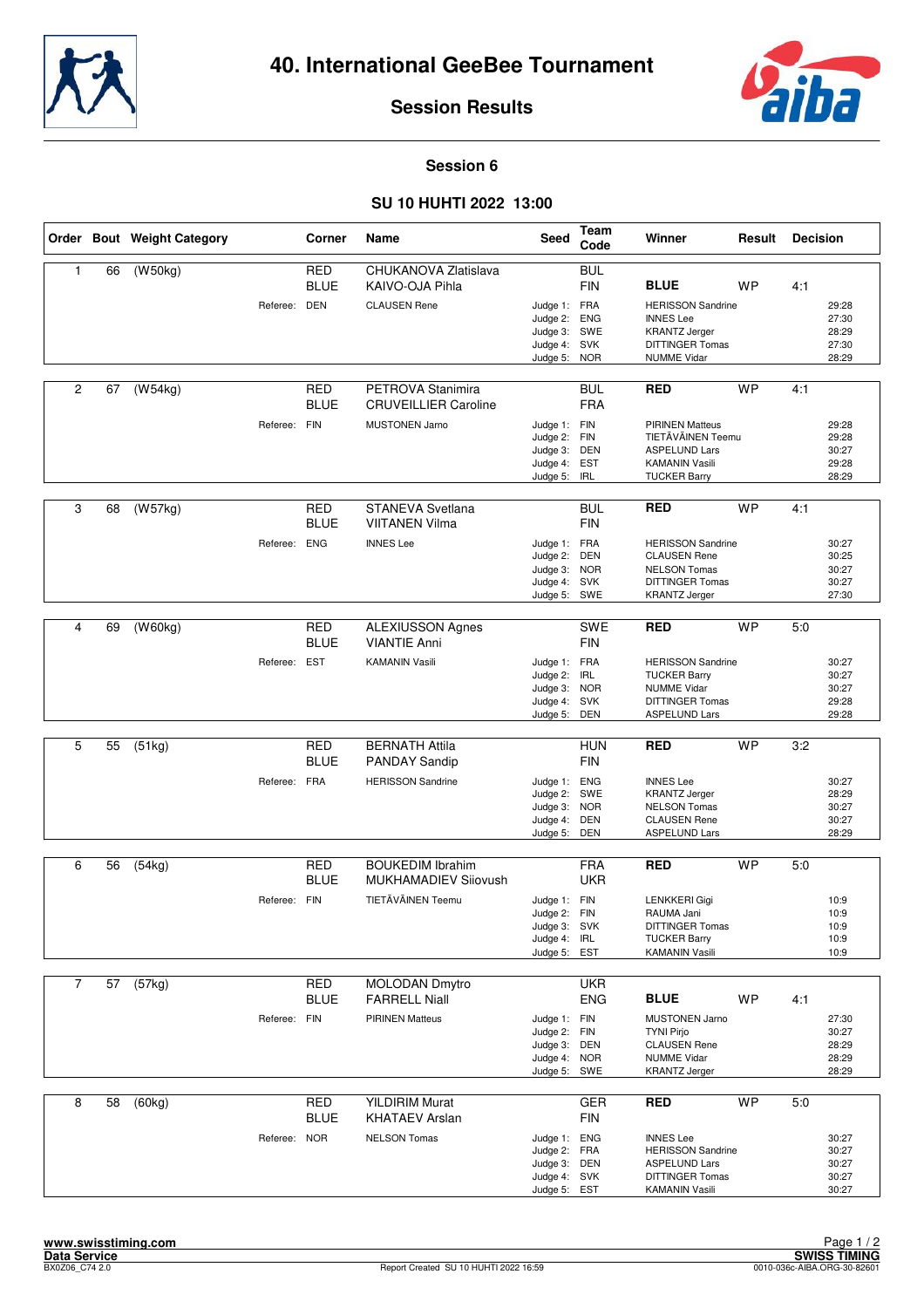# 40. International GeeBee Tournament

## Session Results

### Session 6

### SU 10 HUHTI 2022 13:00

| Order | Bout | Weight Category | Corner | Name | Seed | Team Code | Winner | Result | Decision |
|---|---|---|---|---|---|---|---|---|---|
| 1 | 66 | (W50kg) | RED | CHUKANOVA Zlatislava | | BUL | | | |
| | | | BLUE | KAIVO-OJA Pihla | | FIN | **BLUE** | WP | 4:1 |
| | | Referee: | DEN | CLAUSEN Rene | Judge 1: | FRA | HERISSON Sandrine | | 29:28 |
| | | | | | Judge 2: | ENG | INNES Lee | | 27:30 |
| | | | | | Judge 3: | SWE | KRANTZ Jerger | | 28:29 |
| | | | | | Judge 4: | SVK | DITTINGER Tomas | | 27:30 |
| | | | | | Judge 5: | NOR | NUMME Vidar | | 28:29 |
| 2 | 67 | (W54kg) | RED | PETROVA Stanimira | | BUL | **RED** | WP | 4:1 |
| | | | BLUE | CRUVEILLIER Caroline | | FRA | | | |
| | | Referee: | FIN | MUSTONEN Jarno | Judge 1: | FIN | PIRINEN Matteus | | 29:28 |
| | | | | | Judge 2: | FIN | TIETÄVÄINEN Teemu | | 29:28 |
| | | | | | Judge 3: | DEN | ASPELUND Lars | | 30:27 |
| | | | | | Judge 4: | EST | KAMANIN Vasili | | 29:28 |
| | | | | | Judge 5: | IRL | TUCKER Barry | | 28:29 |
| 3 | 68 | (W57kg) | RED | STANEVA Svetlana | | BUL | **RED** | WP | 4:1 |
| | | | BLUE | VIITANEN Vilma | | FIN | | | |
| | | Referee: | ENG | INNES Lee | Judge 1: | FRA | HERISSON Sandrine | | 30:27 |
| | | | | | Judge 2: | DEN | CLAUSEN Rene | | 30:25 |
| | | | | | Judge 3: | NOR | NELSON Tomas | | 30:27 |
| | | | | | Judge 4: | SVK | DITTINGER Tomas | | 30:27 |
| | | | | | Judge 5: | SWE | KRANTZ Jerger | | 27:30 |
| 4 | 69 | (W60kg) | RED | ALEXIUSSON Agnes | | SWE | **RED** | WP | 5:0 |
| | | | BLUE | VIANTIE Anni | | FIN | | | |
| | | Referee: | EST | KAMANIN Vasili | Judge 1: | FRA | HERISSON Sandrine | | 30:27 |
| | | | | | Judge 2: | IRL | TUCKER Barry | | 30:27 |
| | | | | | Judge 3: | NOR | NUMME Vidar | | 30:27 |
| | | | | | Judge 4: | SVK | DITTINGER Tomas | | 29:28 |
| | | | | | Judge 5: | DEN | ASPELUND Lars | | 29:28 |
| 5 | 55 | (51kg) | RED | BERNATH Attila | | HUN | **RED** | WP | 3:2 |
| | | | BLUE | PANDAY Sandip | | FIN | | | |
| | | Referee: | FRA | HERISSON Sandrine | Judge 1: | ENG | INNES Lee | | 30:27 |
| | | | | | Judge 2: | SWE | KRANTZ Jerger | | 28:29 |
| | | | | | Judge 3: | NOR | NELSON Tomas | | 30:27 |
| | | | | | Judge 4: | DEN | CLAUSEN Rene | | 30:27 |
| | | | | | Judge 5: | DEN | ASPELUND Lars | | 28:29 |
| 6 | 56 | (54kg) | RED | BOUKEDIM Ibrahim | | FRA | **RED** | WP | 5:0 |
| | | | BLUE | MUKHAMADIEV Siiovush | | UKR | | | |
| | | Referee: | FIN | TIETÄVÄINEN Teemu | Judge 1: | FIN | LENKKERI Gigi | | 10:9 |
| | | | | | Judge 2: | FIN | RAUMA Jani | | 10:9 |
| | | | | | Judge 3: | SVK | DITTINGER Tomas | | 10:9 |
| | | | | | Judge 4: | IRL | TUCKER Barry | | 10:9 |
| | | | | | Judge 5: | EST | KAMANIN Vasili | | 10:9 |
| 7 | 57 | (57kg) | RED | MOLODAN Dmytro | | UKR | | | |
| | | | BLUE | FARRELL Niall | | ENG | **BLUE** | WP | 4:1 |
| | | Referee: | FIN | PIRINEN Matteus | Judge 1: | FIN | MUSTONEN Jarno | | 27:30 |
| | | | | | Judge 2: | FIN | TYNI Pirjo | | 30:27 |
| | | | | | Judge 3: | DEN | CLAUSEN Rene | | 28:29 |
| | | | | | Judge 4: | NOR | NUMME Vidar | | 28:29 |
| | | | | | Judge 5: | SWE | KRANTZ Jerger | | 28:29 |
| 8 | 58 | (60kg) | RED | YILDIRIM Murat | | GER | **RED** | WP | 5:0 |
| | | | BLUE | KHATAEV Arslan | | FIN | | | |
| | | Referee: | NOR | NELSON Tomas | Judge 1: | ENG | INNES Lee | | 30:27 |
| | | | | | Judge 2: | FRA | HERISSON Sandrine | | 30:27 |
| | | | | | Judge 3: | DEN | ASPELUND Lars | | 30:27 |
| | | | | | Judge 4: | SVK | DITTINGER Tomas | | 30:27 |
| | | | | | Judge 5: | EST | KAMANIN Vasili | | 30:27 |

www.swisstiming.com
Data Service
BX0Z06_C74 2.0

Report Created SU 10 HUHTI 2022 16:59

SWISS TIMING
0010-036c-AIBA.ORG-30-82601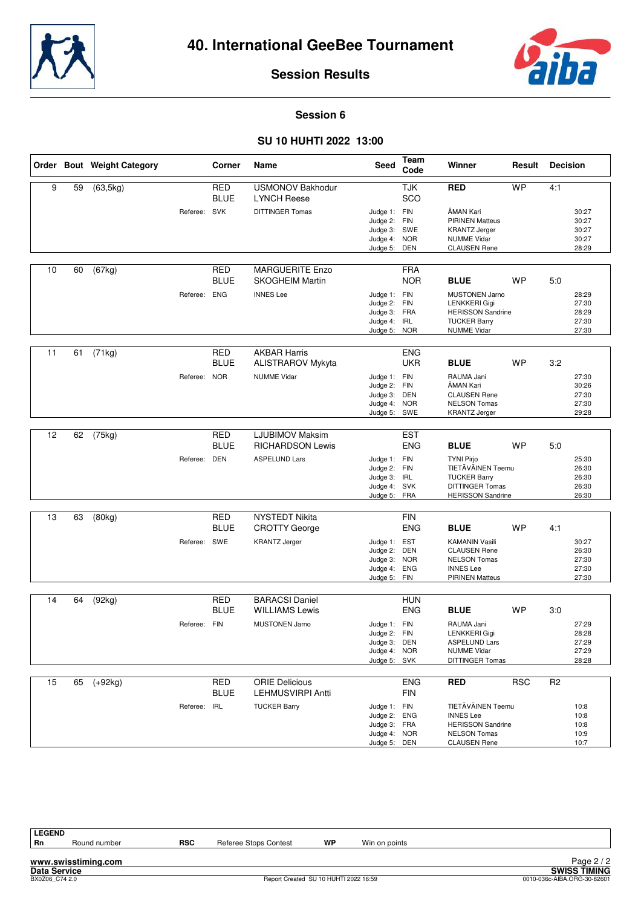# 40. International GeeBee Tournament

## Session Results

### Session 6

### SU 10 HUHTI 2022 13:00

| Order | Bout | Weight Category | Corner | Name | Seed | Team Code | Winner | Result | Decision |
|---|---|---|---|---|---|---|---|---|---|
| 9 | 59 | (63,5kg) | RED | USMONOV Bakhodur | | TJK | **RED** | WP | 4:1 |
| | | | BLUE | LYNCH Reese | | SCO | | | |
| | | | Referee: SVK | DITTINGER Tomas | Judge 1: | FIN | ÅMAN Kari | | 30:27 |
| | | | | | Judge 2: | FIN | PIRINEN Matteus | | 30:27 |
| | | | | | Judge 3: | SWE | KRANTZ Jerger | | 30:27 |
| | | | | | Judge 4: | NOR | NUMME Vidar | | 30:27 |
| | | | | | Judge 5: | DEN | CLAUSEN Rene | | 28:29 |
| 10 | 60 | (67kg) | RED | MARGUERITE Enzo | | FRA | | | |
| | | | BLUE | SKOGHEIM Martin | | NOR | **BLUE** | WP | 5:0 |
| | | | Referee: ENG | INNES Lee | Judge 1: | FIN | MUSTONEN Jarno | | 28:29 |
| | | | | | Judge 2: | FIN | LENKKERI Gigi | | 27:30 |
| | | | | | Judge 3: | FRA | HERISSON Sandrine | | 28:29 |
| | | | | | Judge 4: | IRL | TUCKER Barry | | 27:30 |
| | | | | | Judge 5: | NOR | NUMME Vidar | | 27:30 |
| 11 | 61 | (71kg) | RED | AKBAR Harris | | ENG | | | |
| | | | BLUE | ALISTRAROV Mykyta | | UKR | **BLUE** | WP | 3:2 |
| | | | Referee: NOR | NUMME Vidar | Judge 1: | FIN | RAUMA Jani | | 27:30 |
| | | | | | Judge 2: | FIN | ÅMAN Kari | | 30:26 |
| | | | | | Judge 3: | DEN | CLAUSEN Rene | | 27:30 |
| | | | | | Judge 4: | NOR | NELSON Tomas | | 27:30 |
| | | | | | Judge 5: | SWE | KRANTZ Jerger | | 29:28 |
| 12 | 62 | (75kg) | RED | LJUBIMOV Maksim | | EST | | | |
| | | | BLUE | RICHARDSON Lewis | | ENG | **BLUE** | WP | 5:0 |
| | | | Referee: DEN | ASPELUND Lars | Judge 1: | FIN | TYNI Pirjo | | 25:30 |
| | | | | | Judge 2: | FIN | TIETÄVÄINEN Teemu | | 26:30 |
| | | | | | Judge 3: | IRL | TUCKER Barry | | 26:30 |
| | | | | | Judge 4: | SVK | DITTINGER Tomas | | 26:30 |
| | | | | | Judge 5: | FRA | HERISSON Sandrine | | 26:30 |
| 13 | 63 | (80kg) | RED | NYSTEDT Nikita | | FIN | | | |
| | | | BLUE | CROTTY George | | ENG | **BLUE** | WP | 4:1 |
| | | | Referee: SWE | KRANTZ Jerger | Judge 1: | EST | KAMANIN Vasili | | 30:27 |
| | | | | | Judge 2: | DEN | CLAUSEN Rene | | 26:30 |
| | | | | | Judge 3: | NOR | NELSON Tomas | | 27:30 |
| | | | | | Judge 4: | ENG | INNES Lee | | 27:30 |
| | | | | | Judge 5: | FIN | PIRINEN Matteus | | 27:30 |
| 14 | 64 | (92kg) | RED | BARACSI Daniel | | HUN | | | |
| | | | BLUE | WILLIAMS Lewis | | ENG | **BLUE** | WP | 3:0 |
| | | | Referee: FIN | MUSTONEN Jarno | Judge 1: | FIN | RAUMA Jani | | 27:29 |
| | | | | | Judge 2: | FIN | LENKKERI Gigi | | 28:28 |
| | | | | | Judge 3: | DEN | ASPELUND Lars | | 27:29 |
| | | | | | Judge 4: | NOR | NUMME Vidar | | 27:29 |
| | | | | | Judge 5: | SVK | DITTINGER Tomas | | 28:28 |
| 15 | 65 | (+92kg) | RED | ORIE Delicious | | ENG | **RED** | RSC | R2 |
| | | | BLUE | LEHMUSVIRPI Antti | | FIN | | | |
| | | | Referee: IRL | TUCKER Barry | Judge 1: | FIN | TIETÄVÄINEN Teemu | | 10:8 |
| | | | | | Judge 2: | ENG | INNES Lee | | 10:8 |
| | | | | | Judge 3: | FRA | HERISSON Sandrine | | 10:8 |
| | | | | | Judge 4: | NOR | NELSON Tomas | | 10:9 |
| | | | | | Judge 5: | DEN | CLAUSEN Rene | | 10:7 |

**LEGEND**

| | | | | | |
|---|---|---|---|---|---|
| **Rn** | Round number | **RSC** | Referee Stops Contest | **WP** | Win on points |

www.swisstiming.com
Data Service
BX0Z06_C74 2.0

Report Created SU 10 HUHTI 2022 16:59

SWISS TIMING
0010-036c-AIBA.ORG-30-82601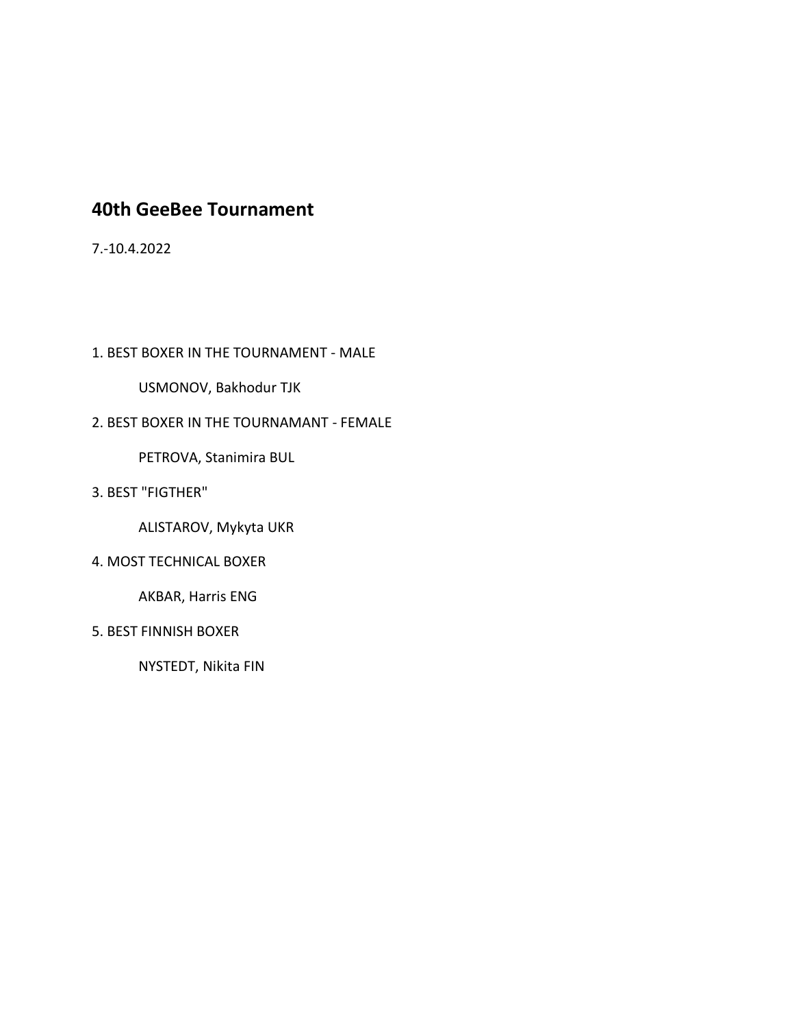# 40th GeeBee Tournament

7.-10.4.2022

1. BEST BOXER IN THE TOURNAMENT - MALE

    USMONOV, Bakhodur TJK

2. BEST BOXER IN THE TOURNAMANT - FEMALE

    PETROVA, Stanimira BUL

3. BEST "FIGTHER"

    ALISTAROV, Mykyta UKR

4. MOST TECHNICAL BOXER

    AKBAR, Harris ENG

5. BEST FINNISH BOXER

    NYSTEDT, Nikita FIN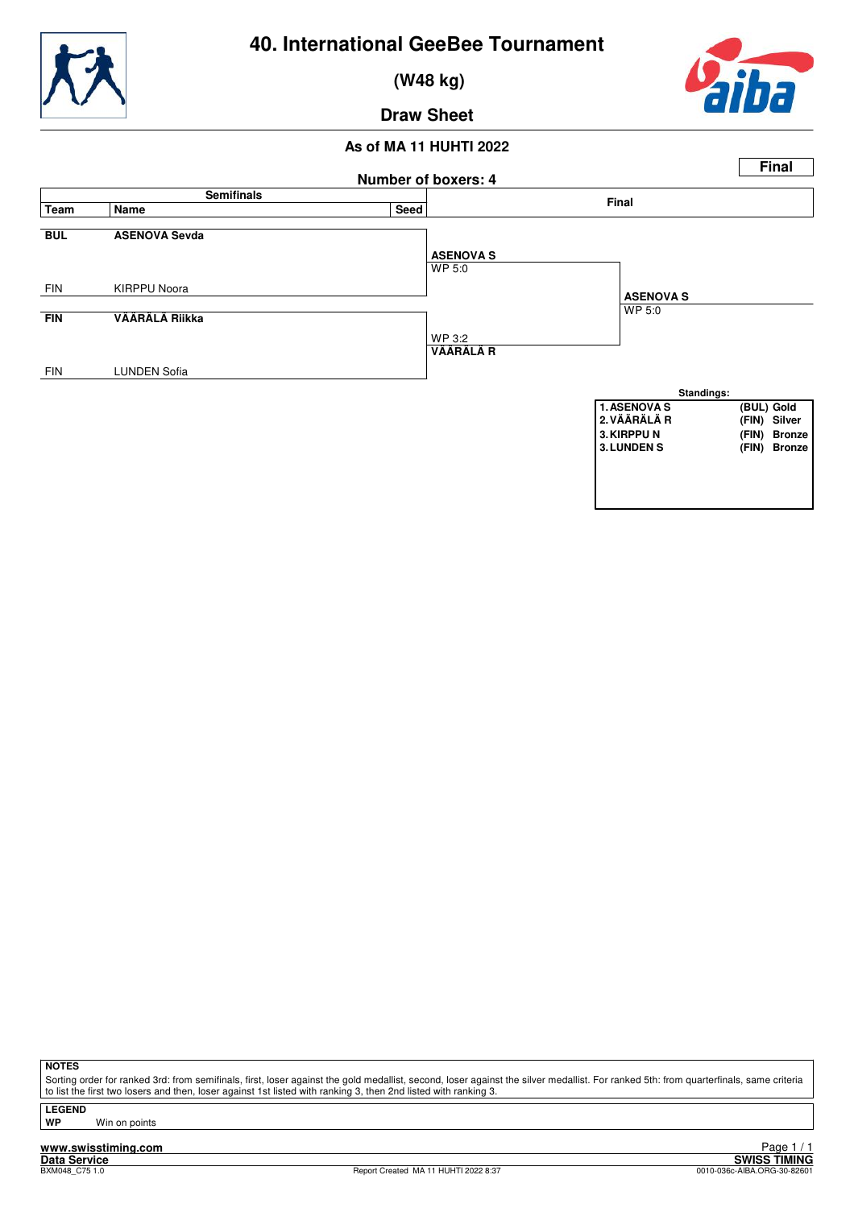# 40. International GeeBee Tournament

## (W48 kg)

## Draw Sheet

### As of MA 11 HUHTI 2022

**Final**

**Number of boxers: 4**

| Team | Name | Seed | Semifinals result | Final |
|---|---|---|---|---|
| **BUL** | **ASENOVA Sevda** | | **ASENOVA S** WP 5:0 | |
| FIN | KIRPPU Noora | | | **ASENOVA S** WP 5:0 |
| **FIN** | **VÄÄRÄLÄ Riikka** | | WP 3:2 **VÄÄRÄLÄ R** | |
| FIN | LUNDEN Sofia | | | |

**Standings:**

| Rank | Name | Team | Medal |
|---|---|---|---|
| 1. | ASENOVA S | (BUL) | Gold |
| 2. | VÄÄRÄLÄ R | (FIN) | Silver |
| 3. | KIRPPU N | (FIN) | Bronze |
| 3. | LUNDEN S | (FIN) | Bronze |

**NOTES**

Sorting order for ranked 3rd: from semifinals, first, loser against the gold medallist, second, loser against the silver medallist. For ranked 5th: from quarterfinals, same criteria to list the first two losers and then, loser against 1st listed with ranking 3, then 2nd listed with ranking 3.

**LEGEND**

**WP** Win on points

www.swisstiming.com
Data Service
BXM048_C75 1.0

Report Created MA 11 HUHTI 2022 8:37

SWISS TIMING
0010-036c-AIBA.ORG-30-82601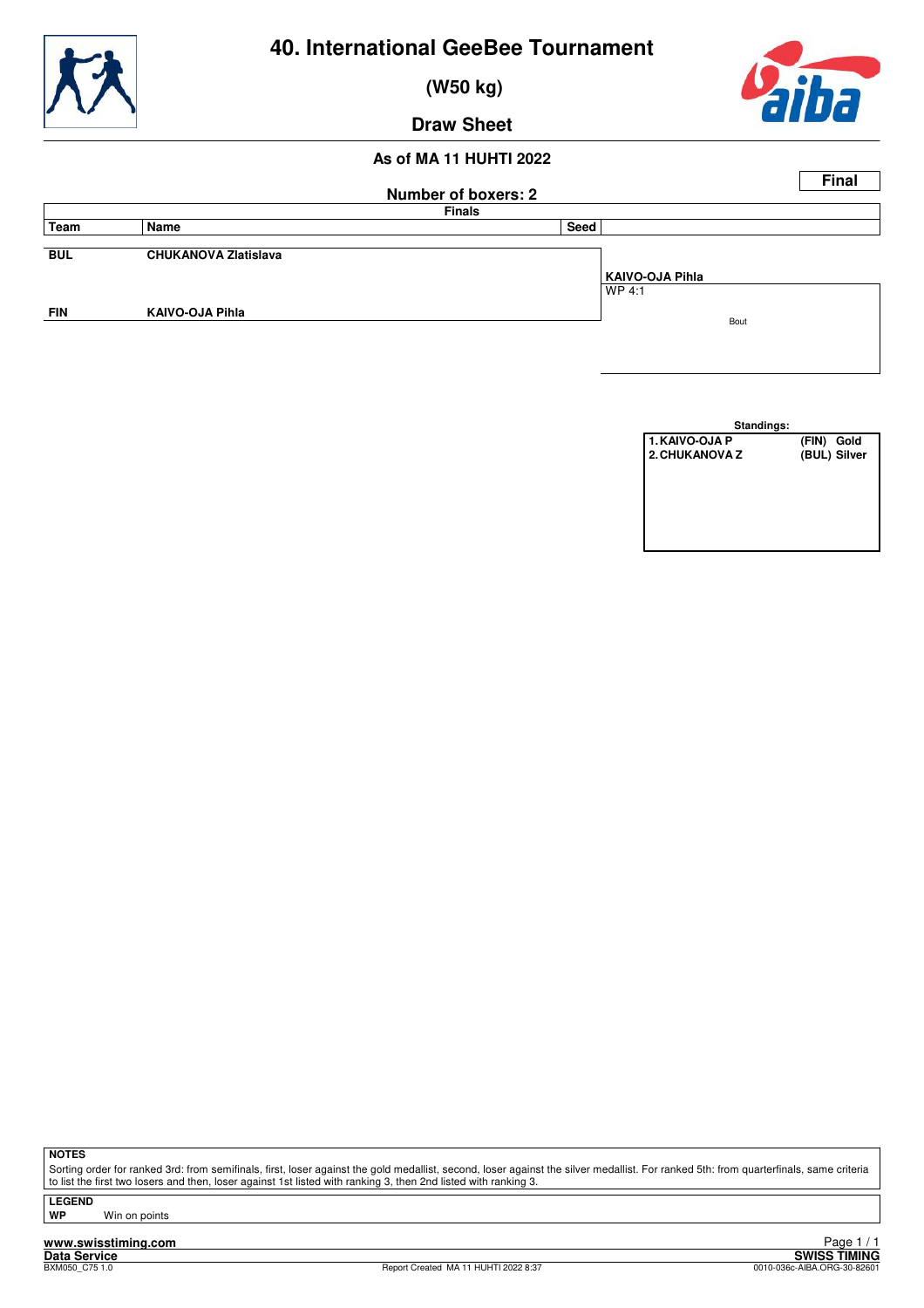# 40. International GeeBee Tournament

## (W50 kg)

## Draw Sheet

### As of MA 11 HUHTI 2022

**Final**

**Number of boxers: 2**

**Finals**

| Team | Name | Seed | |
|---|---|---|---|
| **BUL** | **CHUKANOVA Zlatislava** | | |
| | | | **KAIVO-OJA Pihla** WP 4:1 |
| **FIN** | **KAIVO-OJA Pihla** | | Bout |

**Standings:**

| | | |
|---|---|---|
| 1. KAIVO-OJA P | (FIN) | Gold |
| 2. CHUKANOVA Z | (BUL) | Silver |

**NOTES**

Sorting order for ranked 3rd: from semifinals, first, loser against the gold medallist, second, loser against the silver medallist. For ranked 5th: from quarterfinals, same criteria to list the first two losers and then, loser against 1st listed with ranking 3, then 2nd listed with ranking 3.

**LEGEND**

**WP** Win on points

www.swisstiming.com

Data Service

SWISS TIMING

BXM050_C75 1.0 Report Created MA 11 HUHTI 2022 8:37 0010-036c-AIBA.ORG-30-82601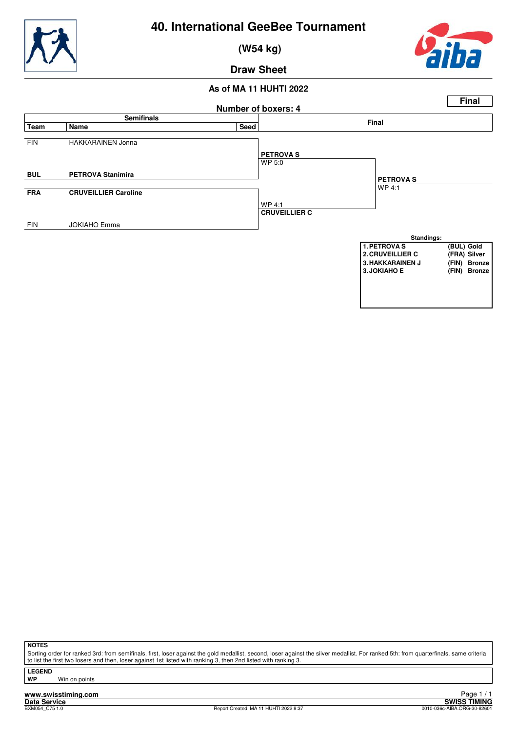# 40. International GeeBee Tournament

## (W54 kg)

## Draw Sheet

### As of MA 11 HUHTI 2022

**Final**

**Number of boxers: 4**

| Team | Name | Seed | Semifinals result | Final |
|---|---|---|---|---|
| FIN | HAKKARAINEN Jonna | | | |
| | | | **PETROVA S** WP 5:0 | |
| **BUL** | **PETROVA Stanimira** | | | |
| | | | | **PETROVA S** WP 4:1 |
| **FRA** | **CRUVEILLIER Caroline** | | | |
| | | | WP 4:1 **CRUVEILLIER C** | |
| FIN | JOKIAHO Emma | | | |

**Standings:**

| Rank | Name | Team | Medal |
|---|---|---|---|
| 1. | PETROVA S | (BUL) | Gold |
| 2. | CRUVEILLIER C | (FRA) | Silver |
| 3. | HAKKARAINEN J | (FIN) | Bronze |
| 3. | JOKIAHO E | (FIN) | Bronze |

**NOTES**

Sorting order for ranked 3rd: from semifinals, first, loser against the gold medallist, second, loser against the silver medallist. For ranked 5th: from quarterfinals, same criteria to list the first two losers and then, loser against 1st listed with ranking 3, then 2nd listed with ranking 3.

**LEGEND**

**WP** Win on points

www.swisstiming.com
**Data Service** **SWISS TIMING**
BXM054_C75 1.0 Report Created MA 11 HUHTI 2022 8:37 0010-036c-AIBA.ORG-30-82601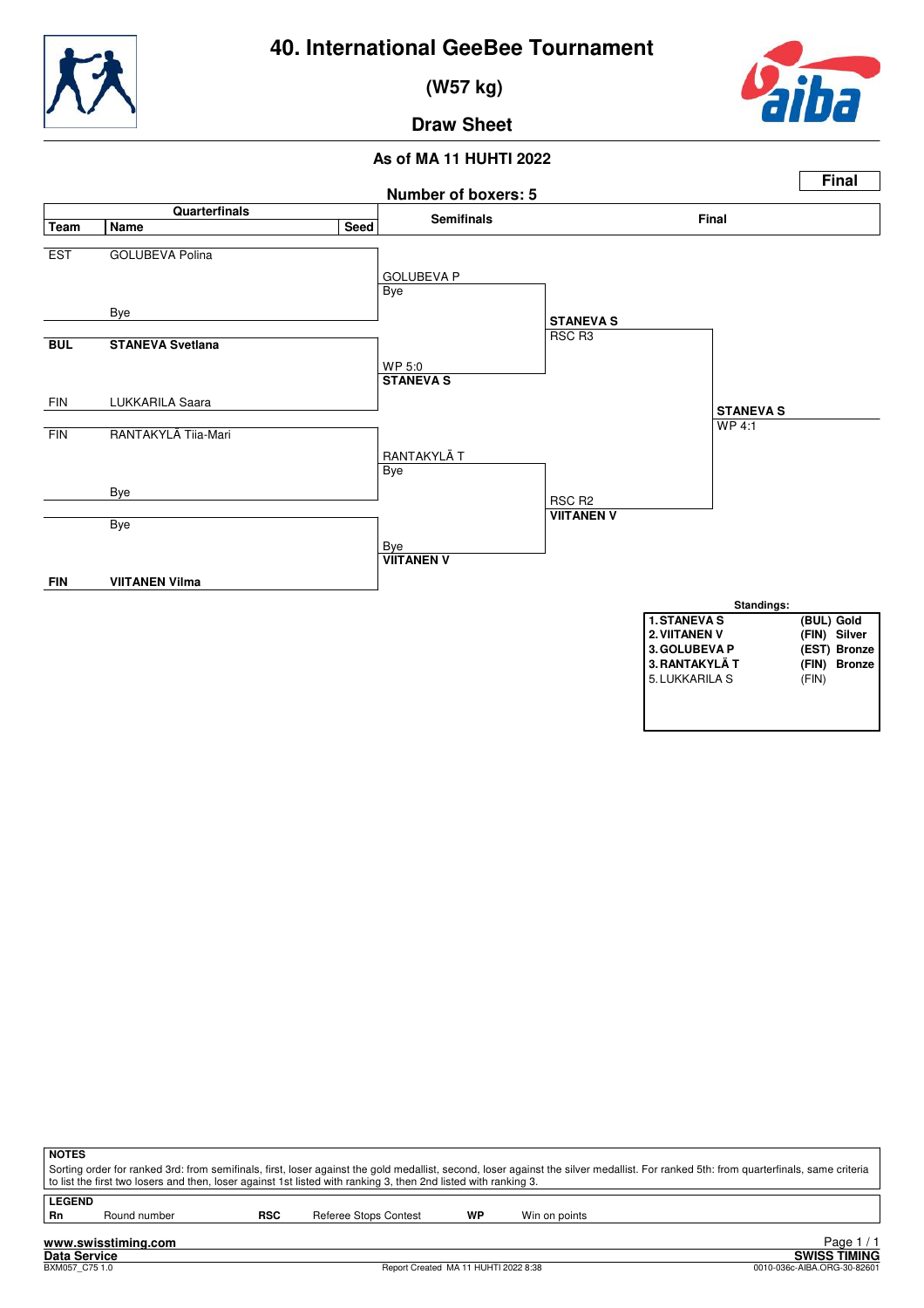# 40. International GeeBee Tournament

## (W57 kg)

## Draw Sheet

### As of MA 11 HUHTI 2022

**Final**

**Number of boxers: 5**

### Quarterfinals

| Team | Name | Seed |
|---|---|---|
| EST | GOLUBEVA Polina | |
| | Bye | |
| **BUL** | **STANEVA Svetlana** | |
| FIN | LUKKARILA Saara | |
| FIN | RANTAKYLÄ Tiia-Mari | |
| | Bye | |
| | Bye | |
| **FIN** | **VIITANEN Vilma** | |

### Semifinals

| Bout | Winner | Result |
|---|---|---|
| GOLUBEVA Polina vs Bye | GOLUBEVA P | Bye |
| STANEVA Svetlana vs LUKKARILA Saara | **STANEVA S** | WP 5:0 |
| RANTAKYLÄ Tiia-Mari vs Bye | RANTAKYLÄ T | Bye |
| Bye vs VIITANEN Vilma | **VIITANEN V** | Bye |

### Final

| Bout | Winner | Result |
|---|---|---|
| GOLUBEVA P vs STANEVA S | **STANEVA S** | RSC R3 |
| RANTAKYLÄ T vs VIITANEN V | **VIITANEN V** | RSC R2 |
| STANEVA S vs VIITANEN V | **STANEVA S** | WP 4:1 |

**Standings:**

| Rank | Name | Team | Medal |
|---|---|---|---|
| **1.** | **STANEVA S** | **(BUL)** | **Gold** |
| **2.** | **VIITANEN V** | **(FIN)** | **Silver** |
| **3.** | **GOLUBEVA P** | **(EST)** | **Bronze** |
| **3.** | **RANTAKYLÄ T** | **(FIN)** | **Bronze** |
| 5. | LUKKARILA S | (FIN) | |

**NOTES**

Sorting order for ranked 3rd: from semifinals, first, loser against the gold medallist, second, loser against the silver medallist. For ranked 5th: from quarterfinals, same criteria to list the first two losers and then, loser against 1st listed with ranking 3, then 2nd listed with ranking 3.

**LEGEND**

| | | | | | |
|---|---|---|---|---|---|
| **Rn** | Round number | **RSC** | Referee Stops Contest | **WP** | Win on points |

www.swisstiming.com
Data Service
BXM057_C75 1.0
Report Created MA 11 HUHTI 2022 8:38
SWISS TIMING
0010-036c-AIBA.ORG-30-82601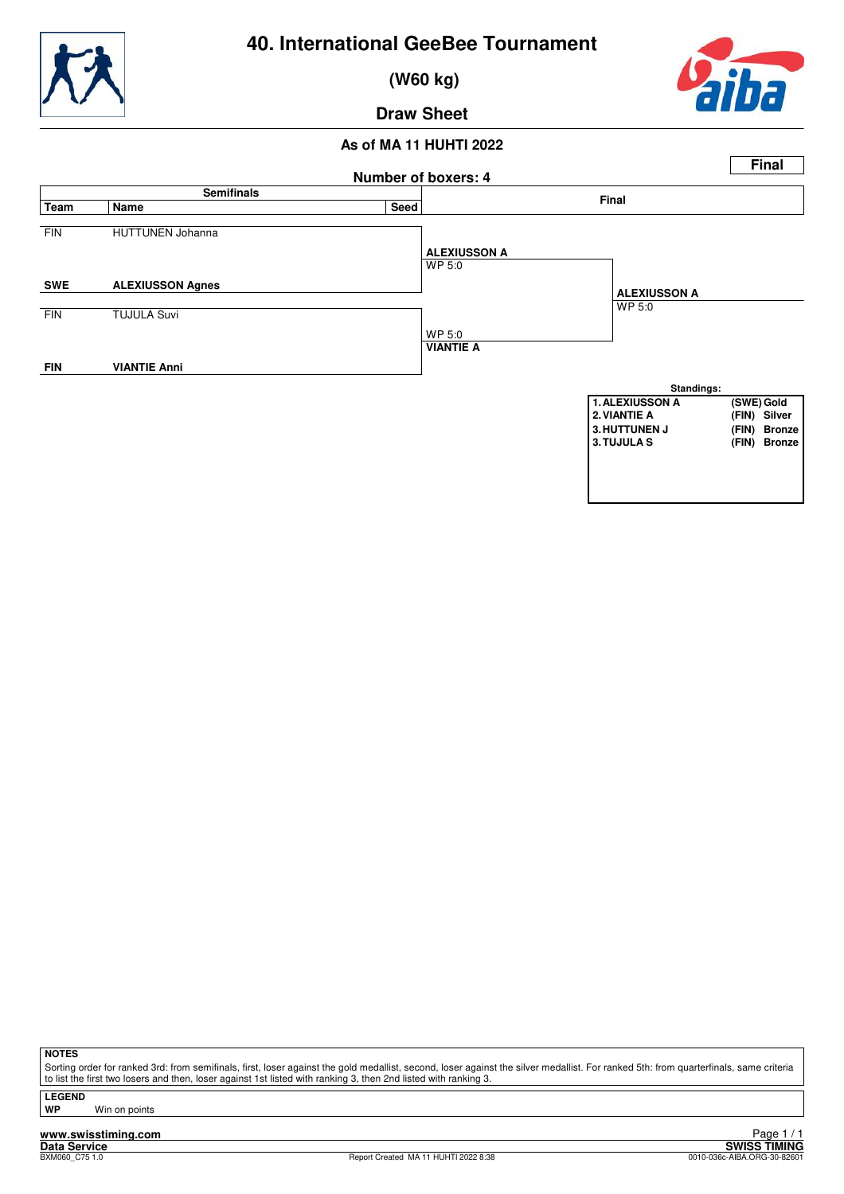# 40. International GeeBee Tournament

## (W60 kg)

## Draw Sheet

### As of MA 11 HUHTI 2022

**Final**

**Number of boxers: 4**

| Team | Name | Seed | Semifinals | Final |
|---|---|---|---|---|
| FIN | HUTTUNEN Johanna | | | |
| | | | **ALEXIUSSON A** WP 5:0 | |
| **SWE** | **ALEXIUSSON Agnes** | | | |
| | | | | **ALEXIUSSON A** WP 5:0 |
| FIN | TUJULA Suvi | | | |
| | | | WP 5:0 **VIANTIE A** | |
| **FIN** | **VIANTIE Anni** | | | |

**Standings:**

| Rank | Name | Team | Medal |
|---|---|---|---|
| 1. | ALEXIUSSON A | (SWE) | Gold |
| 2. | VIANTIE A | (FIN) | Silver |
| 3. | HUTTUNEN J | (FIN) | Bronze |
| 3. | TUJULA S | (FIN) | Bronze |

**NOTES**

Sorting order for ranked 3rd: from semifinals, first, loser against the gold medallist, second, loser against the silver medallist. For ranked 5th: from quarterfinals, same criteria to list the first two losers and then, loser against 1st listed with ranking 3, then 2nd listed with ranking 3.

**LEGEND**

**WP** Win on points

Report Created MA 11 HUHTI 2022 8:38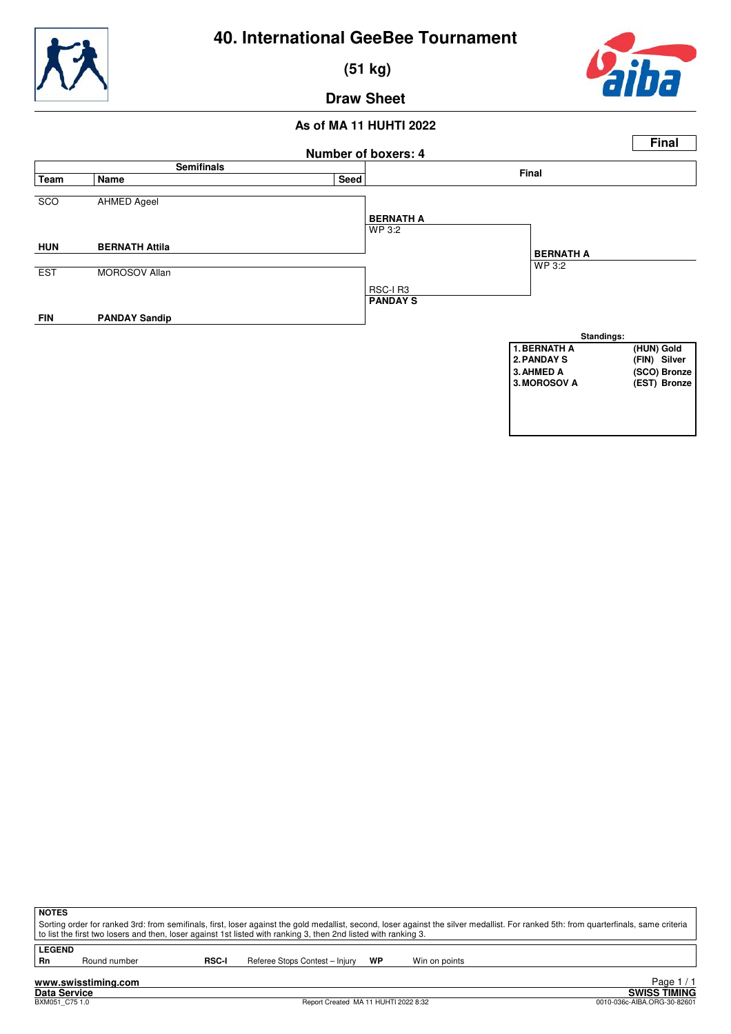# 40. International GeeBee Tournament

## (51 kg)

## Draw Sheet

### As of MA 11 HUHTI 2022

**Final**

**Number of boxers: 4**

| Team | Name | Seed | Semifinals result | Final |
|---|---|---|---|---|
| SCO | AHMED Ageel | | | |
| | | | **BERNATH A** WP 3:2 | |
| **HUN** | **BERNATH Attila** | | | **BERNATH A** WP 3:2 |
| EST | MOROSOV Allan | | | |
| | | | RSC-I R3 **PANDAY S** | |
| **FIN** | **PANDAY Sandip** | | | |

**Standings:**

| | |
|---|---|
| 1. BERNATH A | (HUN) Gold |
| 2. PANDAY S | (FIN) Silver |
| 3. AHMED A | (SCO) Bronze |
| 3. MOROSOV A | (EST) Bronze |

**NOTES**

Sorting order for ranked 3rd: from semifinals, first, loser against the gold medallist, second, loser against the silver medallist. For ranked 5th: from quarterfinals, same criteria to list the first two losers and then, loser against 1st listed with ranking 3, then 2nd listed with ranking 3.

**LEGEND**

| | | | | | |
|---|---|---|---|---|---|
| **Rn** | Round number | **RSC-I** | Referee Stops Contest – Injury | **WP** | Win on points |

www.swisstiming.com
Data Service
BXM051_C75 1.0
Report Created MA 11 HUHTI 2022 8:32
SWISS TIMING
0010-036c-AIBA.ORG-30-82601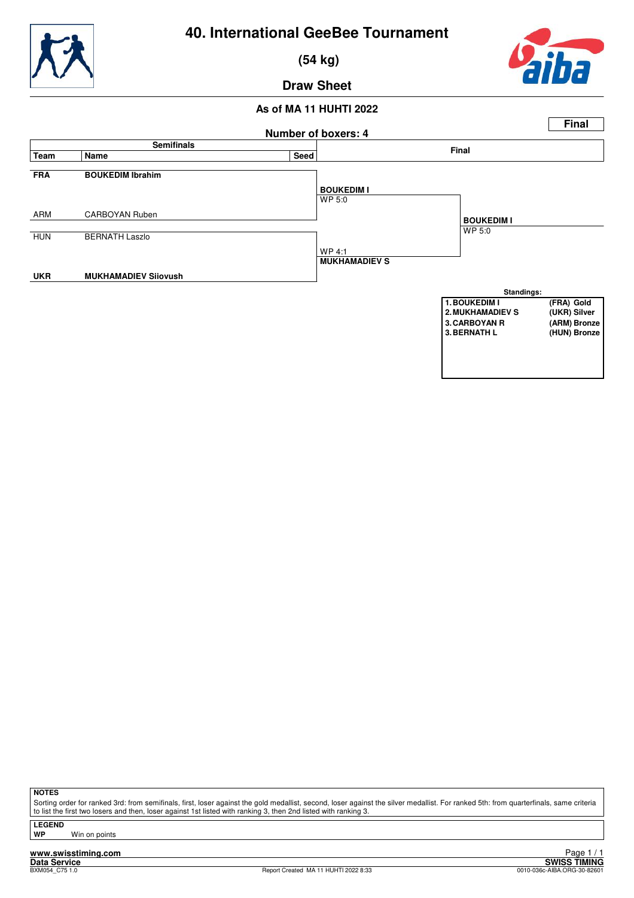# 40. International GeeBee Tournament

## (54 kg)

## Draw Sheet

### As of MA 11 HUHTI 2022

**Final**

**Number of boxers: 4**

| Team | Name | Seed | Semifinals | Final |
|---|---|---|---|---|
| **FRA** | **BOUKEDIM Ibrahim** | | **BOUKEDIM I** WP 5:0 | |
| ARM | CARBOYAN Ruben | | | **BOUKEDIM I** WP 5:0 |
| HUN | BERNATH Laszlo | | WP 4:1 **MUKHAMADIEV S** | |
| **UKR** | **MUKHAMADIEV Siiovush** | | | |

**Standings:**

| Rank | Name | Result |
|---|---|---|
| 1. | BOUKEDIM I | (FRA) Gold |
| 2. | MUKHAMADIEV S | (UKR) Silver |
| 3. | CARBOYAN R | (ARM) Bronze |
| 3. | BERNATH L | (HUN) Bronze |

**NOTES**

Sorting order for ranked 3rd: from semifinals, first, loser against the gold medallist, second, loser against the silver medallist. For ranked 5th: from quarterfinals, same criteria to list the first two losers and then, loser against 1st listed with ranking 3, then 2nd listed with ranking 3.

**LEGEND**

**WP** Win on points

**www.swisstiming.com**

**Data Service**

BXM054_C75 1.0 — Report Created MA 11 HUHTI 2022 8:33 — **SWISS TIMING** 0010-036c-AIBA.ORG-30-82601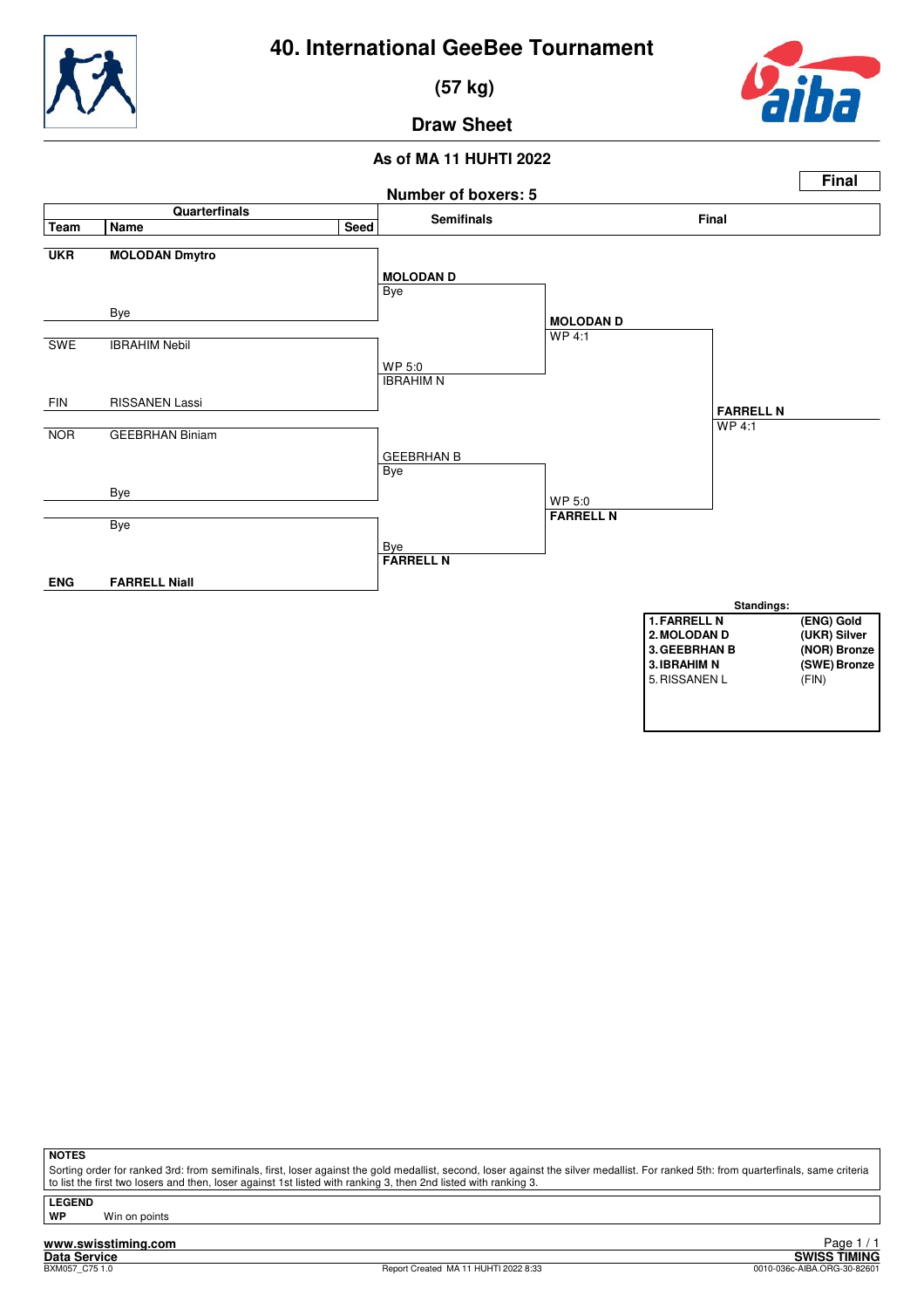# 40. International GeeBee Tournament

## (57 kg)

## Draw Sheet

### As of MA 11 HUHTI 2022

**Final**

**Number of boxers: 5**

| Team | Name | Seed | Semifinals | Final | |
|---|---|---|---|---|---|
| **UKR** | **MOLODAN Dmytro** | | | | |
| | | | **MOLODAN D** Bye | | |
| | Bye | | | **MOLODAN D** WP 4:1 | |
| SWE | IBRAHIM Nebil | | | | |
| | | | WP 5:0 IBRAHIM N | | |
| FIN | RISSANEN Lassi | | | | **FARRELL N** WP 4:1 |
| NOR | GEEBRHAN Biniam | | | | |
| | | | GEEBRHAN B Bye | | |
| | Bye | | | WP 5:0 **FARRELL N** | |
| | Bye | | | | |
| | | | Bye **FARRELL N** | | |
| **ENG** | **FARRELL Niall** | | | | |

**Standings:**

| | |
|---|---|
| **1. FARRELL N** | **(ENG) Gold** |
| **2. MOLODAN D** | **(UKR) Silver** |
| **3. GEEBRHAN B** | **(NOR) Bronze** |
| **3. IBRAHIM N** | **(SWE) Bronze** |
| 5. RISSANEN L | (FIN) |

**NOTES**

Sorting order for ranked 3rd: from semifinals, first, loser against the gold medallist, second, loser against the silver medallist. For ranked 5th: from quarterfinals, same criteria to list the first two losers and then, loser against 1st listed with ranking 3, then 2nd listed with ranking 3.

**LEGEND**

**WP** Win on points

www.swisstiming.com
Data Service
BXM057_C75 1.0

Report Created MA 11 HUHTI 2022 8:33

SWISS TIMING
0010-036c-AIBA.ORG-30-82601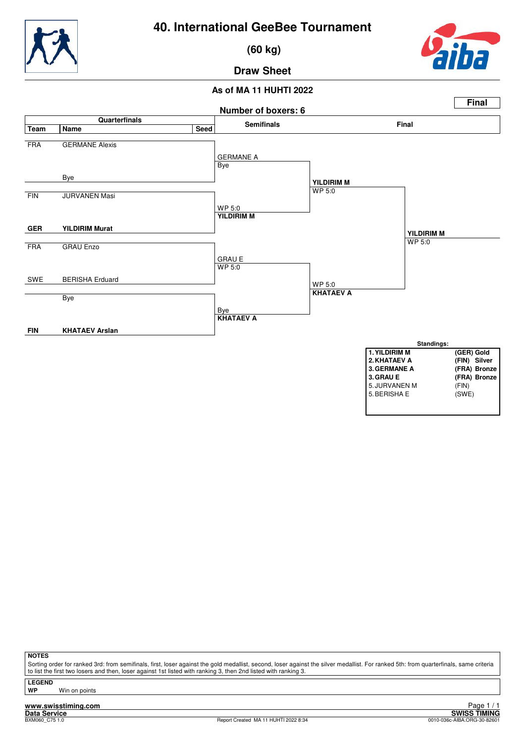# 40. International GeeBee Tournament

## (60 kg)

## Draw Sheet

### As of MA 11 HUHTI 2022

**Final**

Number of boxers: 6

| Team | Name | Seed | Semifinals | Final | |
|---|---|---|---|---|---|
| FRA | GERMANE Alexis | | GERMANE A / Bye | | |
| | Bye | | | **YILDIRIM M** WP 5:0 | |
| FIN | JURVANEN Masi | | WP 5:0 / **YILDIRIM M** | | |
| **GER** | **YILDIRIM Murat** | | | | **YILDIRIM M** WP 5:0 |
| FRA | GRAU Enzo | | GRAU E / WP 5:0 | | |
| SWE | BERISHA Erduard | | | WP 5:0 **KHATAEV A** | |
| | Bye | | Bye / **KHATAEV A** | | |
| **FIN** | **KHATAEV Arslan** | | | | |

**Standings:**

| | |
|---|---|
| **1. YILDIRIM M** | **(GER) Gold** |
| **2. KHATAEV A** | **(FIN) Silver** |
| **3. GERMANE A** | **(FRA) Bronze** |
| **3. GRAU E** | **(FRA) Bronze** |
| 5. JURVANEN M | (FIN) |
| 5. BERISHA E | (SWE) |

**NOTES**

Sorting order for ranked 3rd: from semifinals, first, loser against the gold medallist, second, loser against the silver medallist. For ranked 5th: from quarterfinals, same criteria to list the first two losers and then, loser against 1st listed with ranking 3, then 2nd listed with ranking 3.

**LEGEND**

**WP** Win on points

www.swisstiming.com
Data Service
BXM060_C75 1.0
Report Created MA 11 HUHTI 2022 8:34
SWISS TIMING
0010-036c-AIBA.ORG-30-82601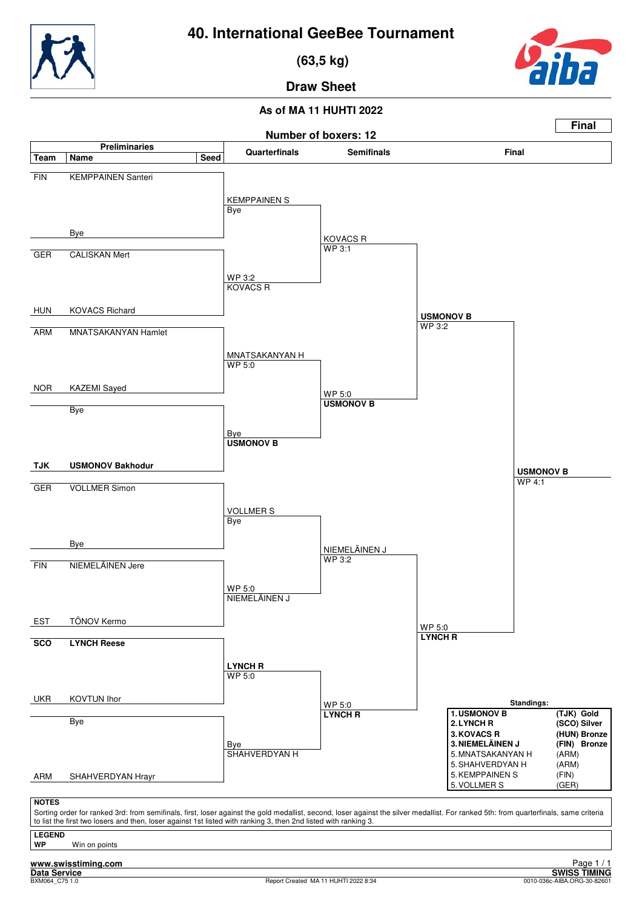# 40. International GeeBee Tournament

## (63,5 kg)

## Draw Sheet

### As of MA 11 HUHTI 2022

**Final**

**Number of boxers: 12**

| Team | Name | Seed | Quarterfinals | Semifinals | Final |
|---|---|---|---|---|---|
| FIN | KEMPPAINEN Santeri | | KEMPPAINEN S<br>Bye | | |
| | Bye | | | KOVACS R<br>WP 3:1 | |
| GER | CALISKAN Mert | | WP 3:2<br>KOVACS R | | |
| HUN | KOVACS Richard | | | | USMONOV B<br>WP 3:2 |
| ARM | MNATSAKANYAN Hamlet | | MNATSAKANYAN H<br>WP 5:0 | | |
| NOR | KAZEMI Sayed | | | WP 5:0<br>**USMONOV B** | |
| | Bye | | Bye<br>**USMONOV B** | | |
| **TJK** | **USMONOV Bakhodur** | | | | **USMONOV B**<br>WP 4:1 |
| GER | VOLLMER Simon | | VOLLMER S<br>Bye | | |
| | Bye | | | NIEMELÄINEN J<br>WP 3:2 | |
| FIN | NIEMELÄINEN Jere | | WP 5:0<br>NIEMELÄINEN J | | |
| EST | TÕNOV Kermo | | | | WP 5:0<br>**LYNCH R** |
| **SCO** | **LYNCH Reese** | | **LYNCH R**<br>WP 5:0 | | |
| UKR | KOVTUN Ihor | | | WP 5:0<br>**LYNCH R** | |
| | Bye | | Bye<br>SHAHVERDYAN H | | |
| ARM | SHAHVERDYAN Hrayr | | | | |

**Standings:**

| Rank | Name | Team / Medal |
|---|---|---|
| 1. | **USMONOV B** | **(TJK) Gold** |
| 2. | **LYNCH R** | **(SCO) Silver** |
| 3. | **KOVACS R** | **(HUN) Bronze** |
| 3. | **NIEMELÄINEN J** | **(FIN) Bronze** |
| 5. | MNATSAKANYAN H | (ARM) |
| 5. | SHAHVERDYAN H | (ARM) |
| 5. | KEMPPAINEN S | (FIN) |
| 5. | VOLLMER S | (GER) |

**NOTES**

Sorting order for ranked 3rd: from semifinals, first, loser against the gold medallist, second, loser against the silver medallist. For ranked 5th: from quarterfinals, same criteria to list the first two losers and then, loser against 1st listed with ranking 3, then 2nd listed with ranking 3.

**LEGEND**

**WP** Win on points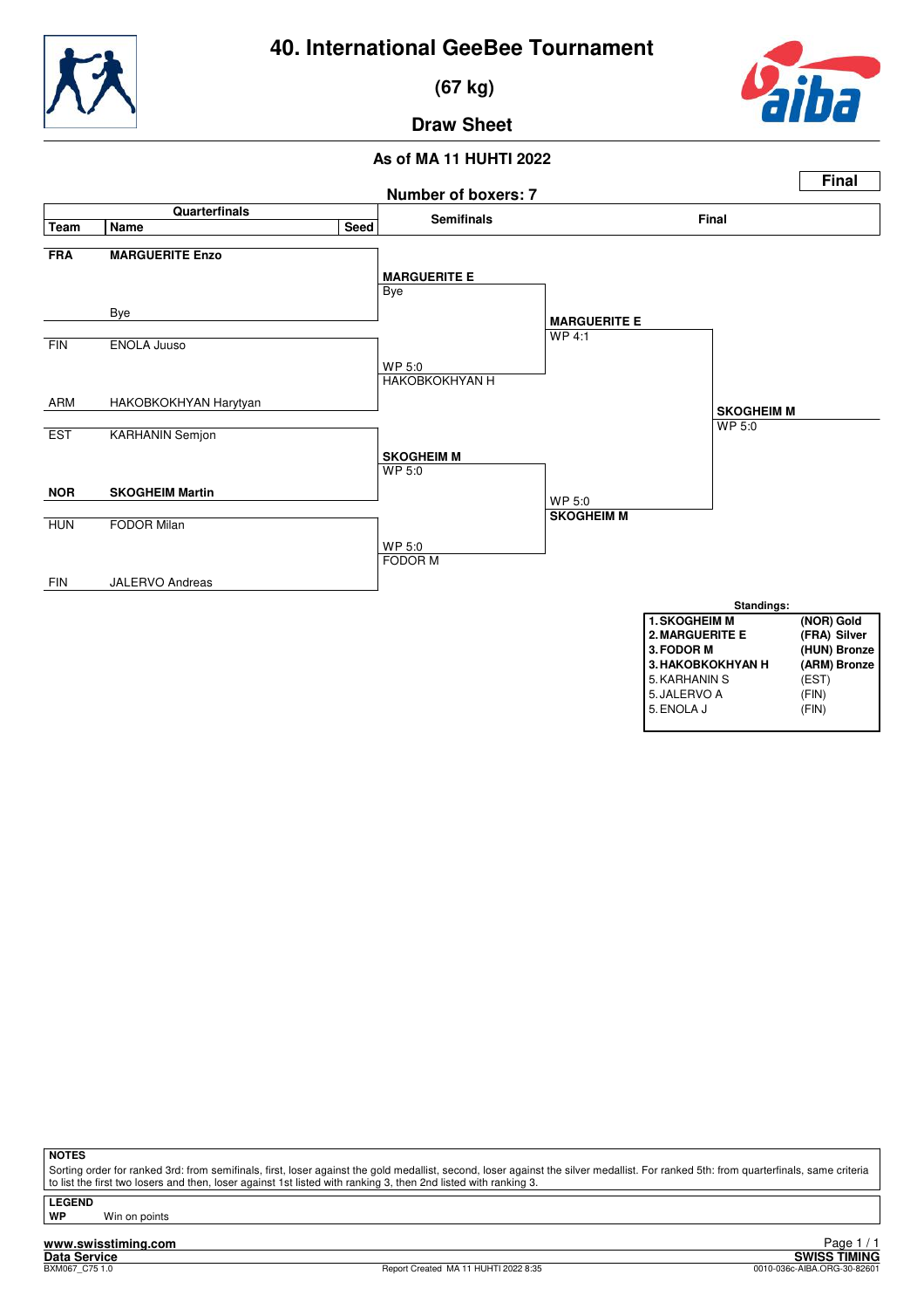# 40. International GeeBee Tournament

## (67 kg)

## Draw Sheet

### As of MA 11 HUHTI 2022

**Final**

**Number of boxers: 7**

| Team | Name | Seed | Semifinals | Final | Winner |
|---|---|---|---|---|---|
| **FRA** | **MARGUERITE Enzo** | | **MARGUERITE E** Bye | **MARGUERITE E** WP 4:1 | **SKOGHEIM M** WP 5:0 |
| | Bye | | | | |
| FIN | ENOLA Juuso | | WP 5:0 HAKOBKOKHYAN H | | |
| ARM | HAKOBKOKHYAN Harytyan | | | | |
| EST | KARHANIN Semjon | | **SKOGHEIM M** WP 5:0 | WP 5:0 **SKOGHEIM M** | |
| **NOR** | **SKOGHEIM Martin** | | | | |
| HUN | FODOR Milan | | WP 5:0 FODOR M | | |
| FIN | JALERVO Andreas | | | | |

**Standings:**

| | |
|---|---|
| **1. SKOGHEIM M** | **(NOR) Gold** |
| **2. MARGUERITE E** | **(FRA) Silver** |
| **3. FODOR M** | **(HUN) Bronze** |
| **3. HAKOBKOKHYAN H** | **(ARM) Bronze** |
| 5. KARHANIN S | (EST) |
| 5. JALERVO A | (FIN) |
| 5. ENOLA J | (FIN) |

**NOTES**

Sorting order for ranked 3rd: from semifinals, first, loser against the gold medallist, second, loser against the silver medallist. For ranked 5th: from quarterfinals, same criteria to list the first two losers and then, loser against 1st listed with ranking 3, then 2nd listed with ranking 3.

**LEGEND**

**WP** Win on points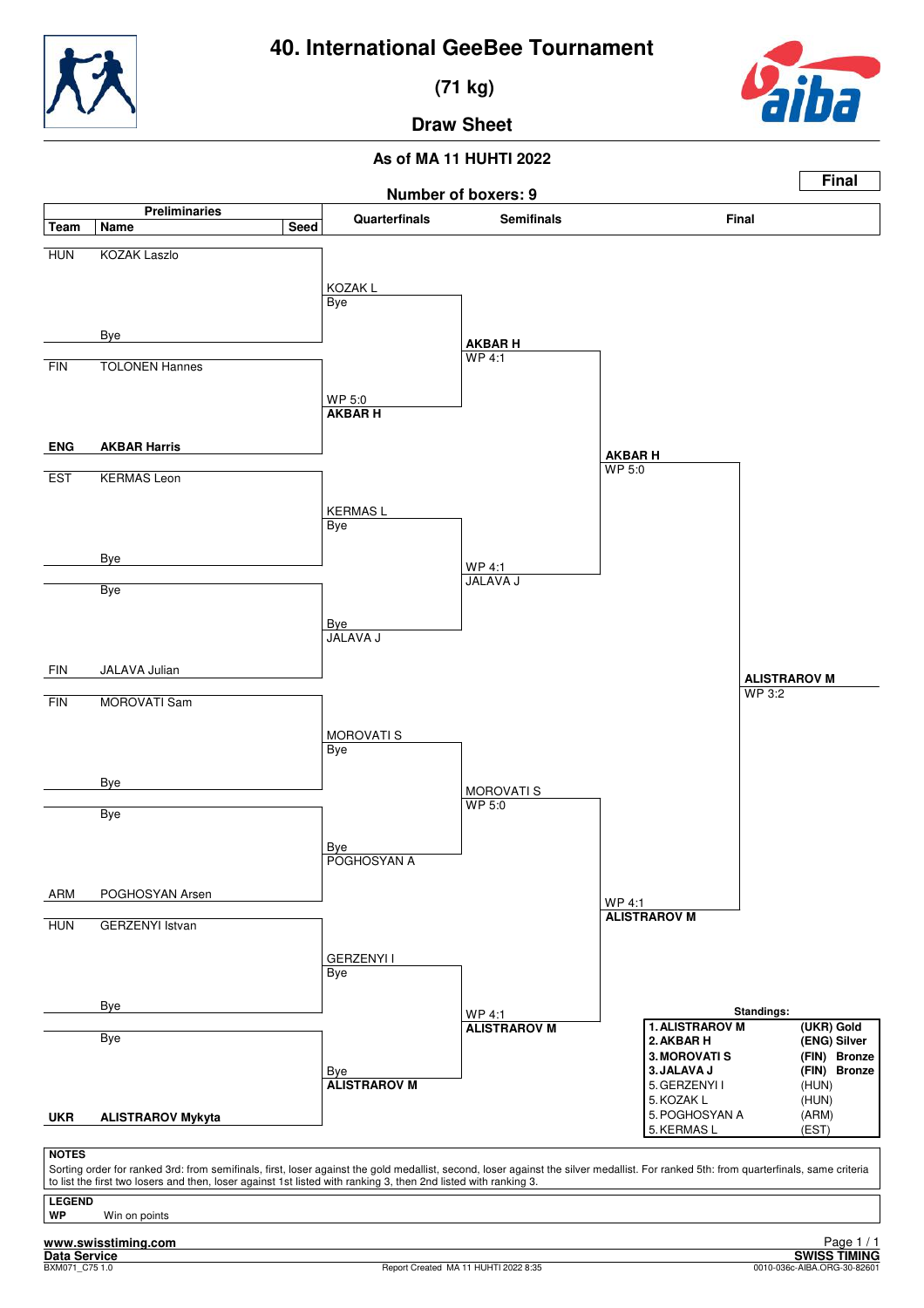# 40. International GeeBee Tournament

## (71 kg)

## Draw Sheet

### As of MA 11 HUHTI 2022

**Final**

**Number of boxers: 9**

| Team | Name | Seed |
|---|---|---|
| HUN | KOZAK Laszlo | |
| | Bye | |
| FIN | TOLONEN Hannes | |
| ENG | **AKBAR Harris** | |
| EST | KERMAS Leon | |
| | Bye | |
| | Bye | |
| FIN | JALAVA Julian | |
| FIN | MOROVATI Sam | |
| | Bye | |
| | Bye | |
| ARM | POGHOSYAN Arsen | |
| HUN | GERZENYI Istvan | |
| | Bye | |
| | Bye | |
| UKR | **ALISTRAROV Mykyta** | |

**Quarterfinals**

- KOZAK L – Bye
- WP 5:0 – **AKBAR H** (vs TOLONEN Hannes)
- KERMAS L – Bye
- Bye – JALAVA J
- MOROVATI S – Bye
- Bye – POGHOSYAN A
- GERZENYI I – Bye
- Bye – **ALISTRAROV M**

**Semifinals**

- **AKBAR H** WP 4:1 (vs KOZAK L)
- WP 4:1 JALAVA J (vs KERMAS L)
- MOROVATI S WP 5:0 (vs POGHOSYAN A)
- WP 4:1 **ALISTRAROV M** (vs GERZENYI I)

**Final**

- **AKBAR H** WP 5:0 (vs JALAVA J)
- WP 4:1 **ALISTRAROV M** (vs MOROVATI S)
- **ALISTRAROV M** WP 3:2

**Standings:**

| | | |
|---|---|---|
| 1. | **ALISTRAROV M** | **(UKR) Gold** |
| 2. | **AKBAR H** | **(ENG) Silver** |
| 3. | **MOROVATI S** | **(FIN) Bronze** |
| 3. | **JALAVA J** | **(FIN) Bronze** |
| 5. | GERZENYI I | (HUN) |
| 5. | KOZAK L | (HUN) |
| 5. | POGHOSYAN A | (ARM) |
| 5. | KERMAS L | (EST) |

**NOTES**

Sorting order for ranked 3rd: from semifinals, first, loser against the gold medallist, second, loser against the silver medallist. For ranked 5th: from quarterfinals, same criteria to list the first two losers and then, loser against 1st listed with ranking 3, then 2nd listed with ranking 3.

**LEGEND**

**WP** Win on points

www.swisstiming.com
Data Service
BXM071_C75 1.0
Report Created MA 11 HUHTI 2022 8:35
SWISS TIMING
0010-036c-AIBA.ORG-30-82601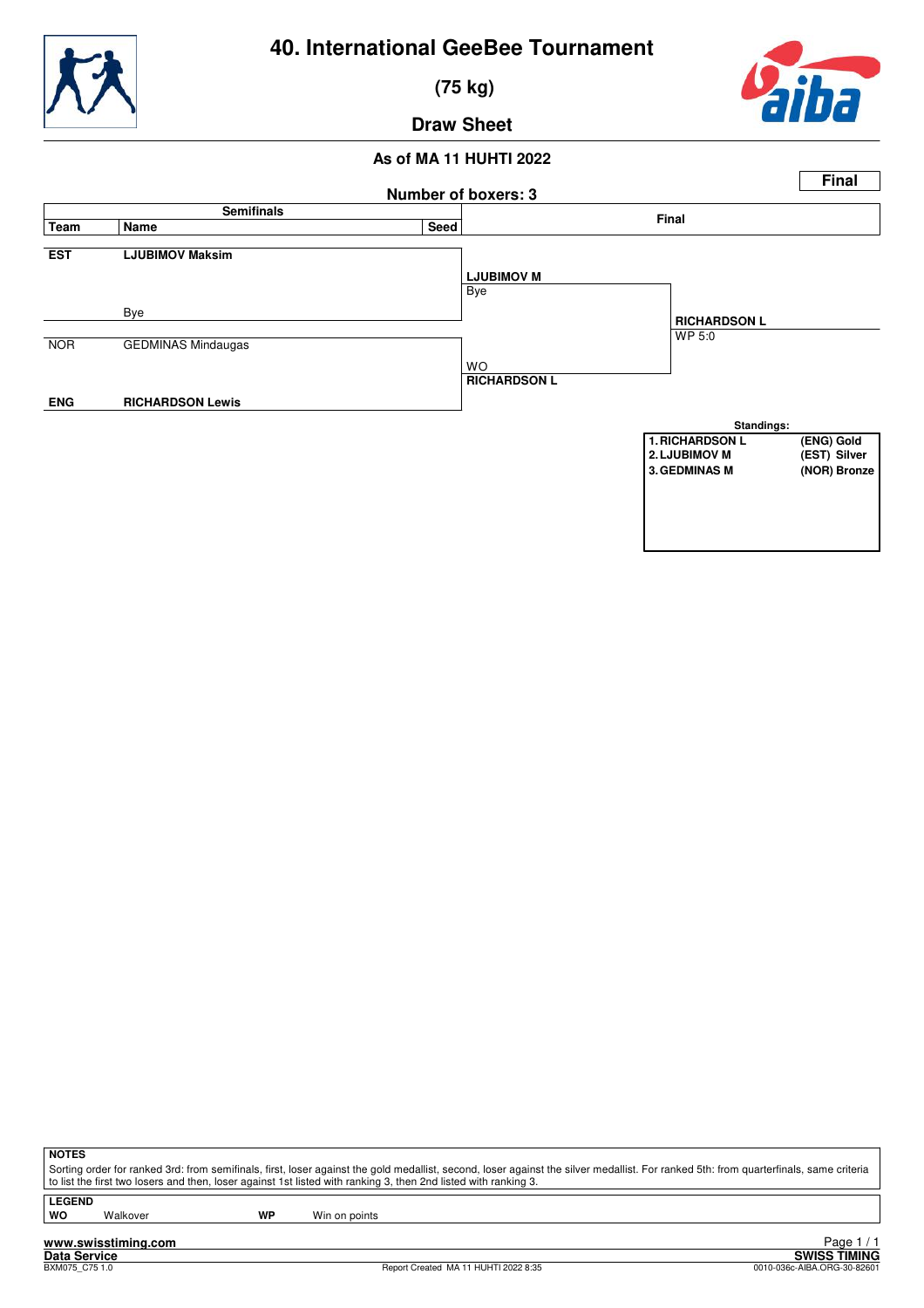# 40. International GeeBee Tournament

## (75 kg)

## Draw Sheet

### As of MA 11 HUHTI 2022

**Final**

**Number of boxers: 3**

| Team | Name | Seed | Semifinals | Final |
|---|---|---|---|---|
| **EST** | **LJUBIMOV Maksim** | | **LJUBIMOV M** Bye | |
| | Bye | | | **RICHARDSON L** WP 5:0 |
| NOR | GEDMINAS Mindaugas | | WO **RICHARDSON L** | |
| **ENG** | **RICHARDSON Lewis** | | | |

**Standings:**

| | | |
|---|---|---|
| 1. RICHARDSON L | (ENG) | Gold |
| 2. LJUBIMOV M | (EST) | Silver |
| 3. GEDMINAS M | (NOR) | Bronze |

**NOTES**

Sorting order for ranked 3rd: from semifinals, first, loser against the gold medallist, second, loser against the silver medallist. For ranked 5th: from quarterfinals, same criteria to list the first two losers and then, loser against 1st listed with ranking 3, then 2nd listed with ranking 3.

**LEGEND**

| | | | |
|---|---|---|---|
| **WO** | Walkover | **WP** | Win on points |

www.swisstiming.com
Data Service
BXM075_C75 1.0
Report Created MA 11 HUHTI 2022 8:35
SWISS TIMING
0010-036c-AIBA.ORG-30-82601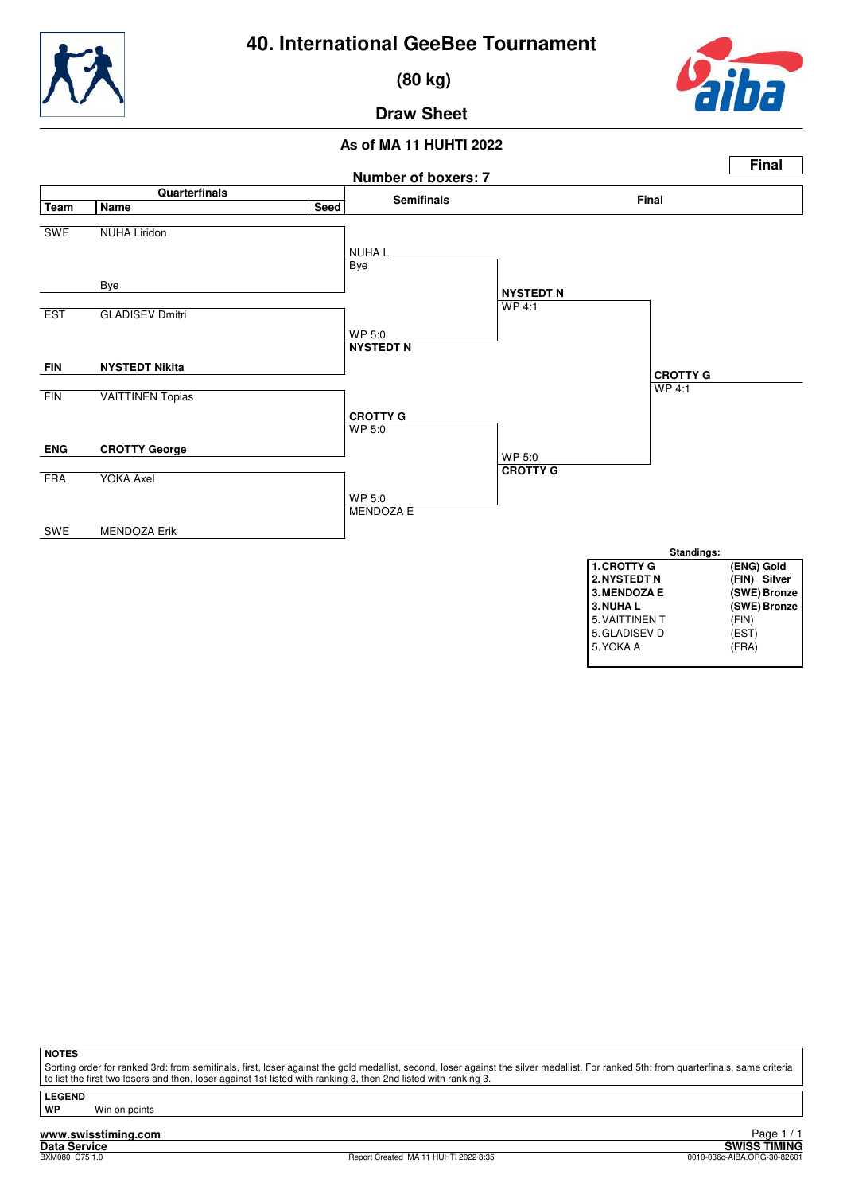# 40. International GeeBee Tournament

## (80 kg)

### Draw Sheet

**As of MA 11 HUHTI 2022**

**Final**

**Number of boxers: 7**

| Team | Name | Seed | Semifinals | Final | |
|---|---|---|---|---|---|
| SWE | NUHA Liridon | | NUHA L / Bye | | |
| | Bye | | | **NYSTEDT N** WP 4:1 | |
| EST | GLADISEV Dmitri | | WP 5:0 **NYSTEDT N** | | |
| **FIN** | **NYSTEDT Nikita** | | | | **CROTTY G** WP 4:1 |
| FIN | VAITTINEN Topias | | **CROTTY G** WP 5:0 | | |
| **ENG** | **CROTTY George** | | | WP 5:0 **CROTTY G** | |
| FRA | YOKA Axel | | WP 5:0 MENDOZA E | | |
| SWE | MENDOZA Erik | | | | |

**Standings:**

| | |
|---|---|
| **1. CROTTY G** | **(ENG) Gold** |
| **2. NYSTEDT N** | **(FIN) Silver** |
| **3. MENDOZA E** | **(SWE) Bronze** |
| **3. NUHA L** | **(SWE) Bronze** |
| 5. VAITTINEN T | (FIN) |
| 5. GLADISEV D | (EST) |
| 5. YOKA A | (FRA) |

**NOTES**

Sorting order for ranked 3rd: from semifinals, first, loser against the gold medallist, second, loser against the silver medallist. For ranked 5th: from quarterfinals, same criteria to list the first two losers and then, loser against 1st listed with ranking 3, then 2nd listed with ranking 3.

**LEGEND**

**WP** Win on points

www.swisstiming.com
Data Service
BXM080_C75 1.0

Report Created MA 11 HUHTI 2022 8:35

SWISS TIMING
0010-036c-AIBA.ORG-30-82601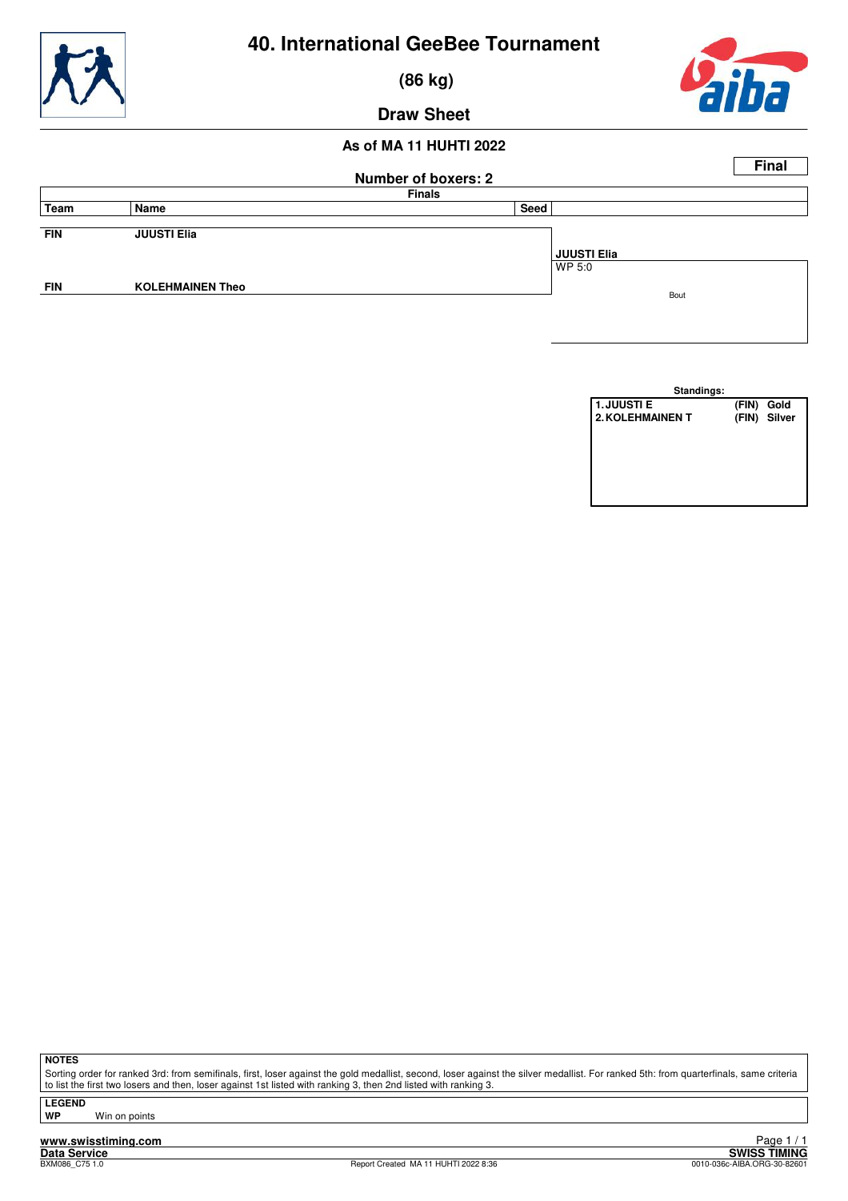# 40. International GeeBee Tournament

## (86 kg)

## Draw Sheet

### As of MA 11 HUHTI 2022

**Final**

**Number of boxers: 2**

**Finals**

| Team | Name | Seed | |
|---|---|---|---|
| FIN | JUUSTI Elia | | JUUSTI Elia<br>WP 5:0 |
| FIN | KOLEHMAINEN Theo | | Bout |

**Standings:**

| | | |
|---|---|---|
| 1. JUUSTI E | (FIN) | Gold |
| 2. KOLEHMAINEN T | (FIN) | Silver |

**NOTES**

Sorting order for ranked 3rd: from semifinals, first, loser against the gold medallist, second, loser against the silver medallist. For ranked 5th: from quarterfinals, same criteria to list the first two losers and then, loser against 1st listed with ranking 3, then 2nd listed with ranking 3.

**LEGEND**

**WP** Win on points

**www.swisstiming.com**

**Data Service** BXM086_C75 1.0 — Report Created MA 11 HUHTI 2022 8:36 — **SWISS TIMING** 0010-036c-AIBA.ORG-30-82601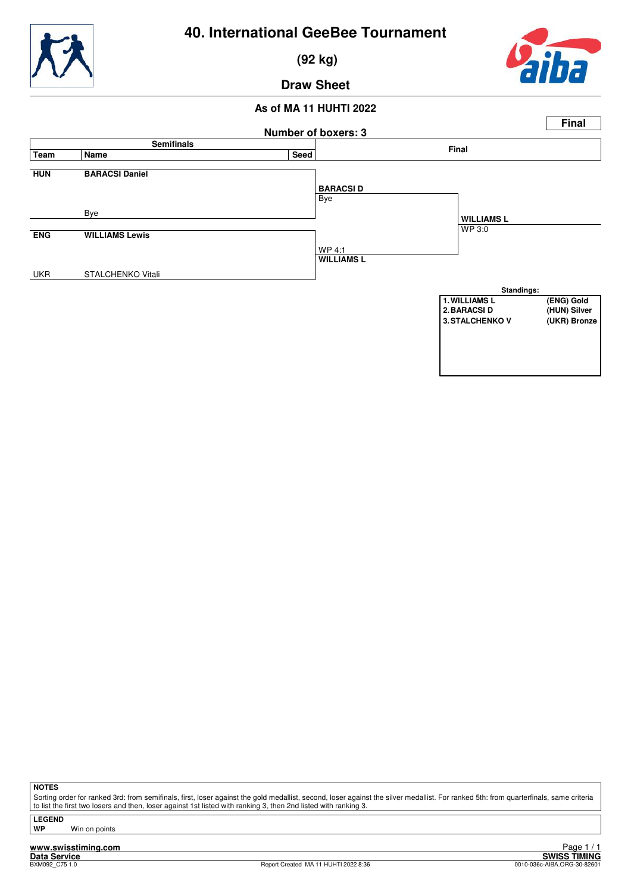# 40. International GeeBee Tournament

## (92 kg)

## Draw Sheet

### As of MA 11 HUHTI 2022

**Final**

**Number of boxers: 3**

| Team | Name | Seed | Semifinals | Final |
|---|---|---|---|---|
| **HUN** | **BARACSI Daniel** | | **BARACSI D** Bye | |
| | Bye | | | **WILLIAMS L** WP 3:0 |
| **ENG** | **WILLIAMS Lewis** | | WP 4:1 **WILLIAMS L** | |
| UKR | STALCHENKO Vitali | | | |

**Standings:**

| | |
|---|---|
| **1. WILLIAMS L** | **(ENG) Gold** |
| **2. BARACSI D** | **(HUN) Silver** |
| **3. STALCHENKO V** | **(UKR) Bronze** |

**NOTES**

Sorting order for ranked 3rd: from semifinals, first, loser against the gold medallist, second, loser against the silver medallist. For ranked 5th: from quarterfinals, same criteria to list the first two losers and then, loser against 1st listed with ranking 3, then 2nd listed with ranking 3.

**LEGEND**

**WP** Win on points

www.swisstiming.com
Data Service
BXM092_C75 1.0

Report Created MA 11 HUHTI 2022 8:36

SWISS TIMING
0010-036c-AIBA.ORG-30-82601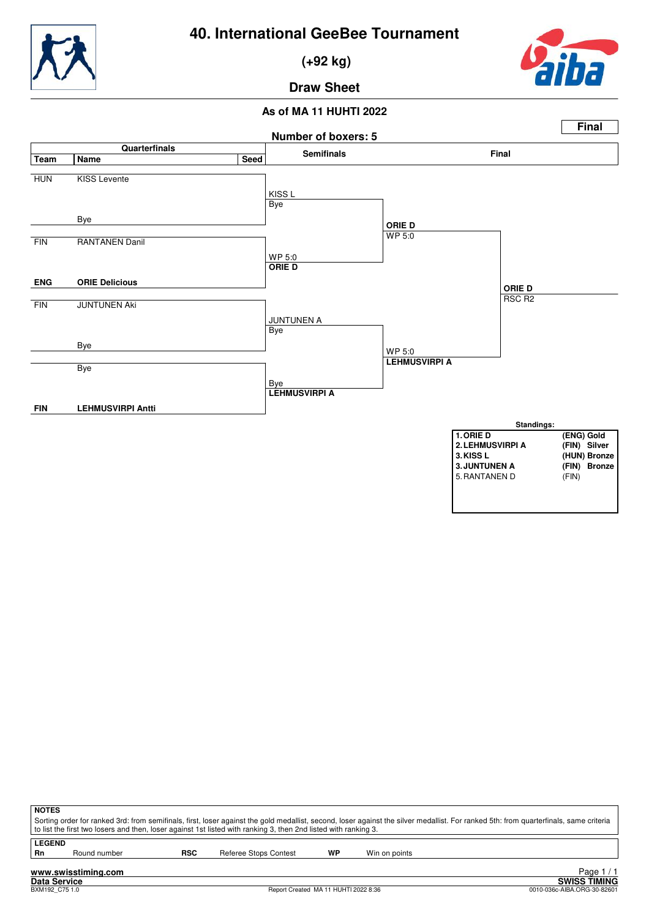# 40. International GeeBee Tournament

## (+92 kg)

## Draw Sheet

### As of MA 11 HUHTI 2022

**Final**

**Number of boxers: 5**

| Quarterfinals | | | Semifinals | Final | |
|---|---|---|---|---|---|
| **Team** | **Name** | **Seed** | | | |
| HUN | KISS Levente | | KISS L | | |
| | Bye | | Bye | ORIE D | |
| FIN | RANTANEN Danil | | WP 5:0 | WP 5:0 | |
| **ENG** | **ORIE Delicious** | | **ORIE D** | | **ORIE D** |
| FIN | JUNTUNEN Aki | | JUNTUNEN A | | RSC R2 |
| | Bye | | Bye | WP 5:0 | |
| | Bye | | Bye | **LEHMUSVIRPI A** | |
| **FIN** | **LEHMUSVIRPI Antti** | | **LEHMUSVIRPI A** | | |

**Standings:**

| | | |
|---|---|---|
| **1. ORIE D** | **(ENG)** | **Gold** |
| **2. LEHMUSVIRPI A** | **(FIN)** | **Silver** |
| **3. KISS L** | **(HUN)** | **Bronze** |
| **3. JUNTUNEN A** | **(FIN)** | **Bronze** |
| 5. RANTANEN D | (FIN) | |

**NOTES**

Sorting order for ranked 3rd: from semifinals, first, loser against the gold medallist, second, loser against the silver medallist. For ranked 5th: from quarterfinals, same criteria to list the first two losers and then, loser against 1st listed with ranking 3, then 2nd listed with ranking 3.

**LEGEND**

| | | | | | |
|---|---|---|---|---|---|
| **Rn** | Round number | **RSC** | Referee Stops Contest | **WP** | Win on points |

www.swisstiming.com
Data Service
BXM192_C75 1.0
Report Created MA 11 HUHTI 2022 8:36
SWISS TIMING
0010-036c-AIBA.ORG-30-82601